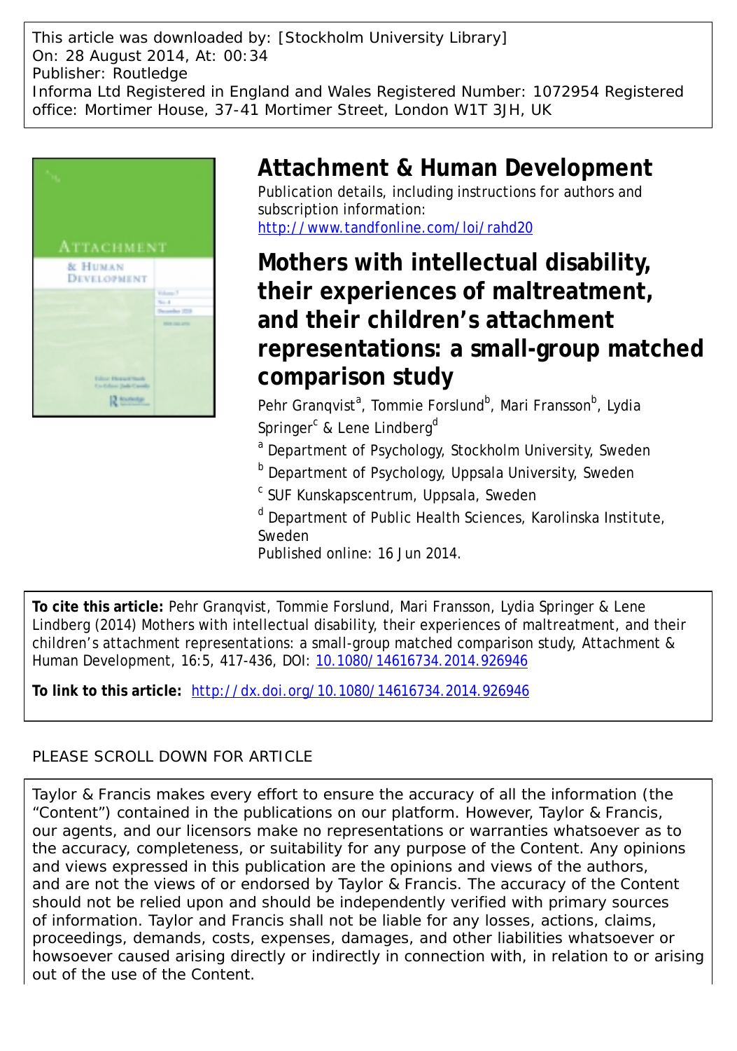This article was downloaded by: [Stockholm University Library]
On: 28 August 2014, At: 00:34
Publisher: Routledge
Informa Ltd Registered in England and Wales Registered Number: 1072954 Registered office: Mortimer House, 37-41 Mortimer Street, London W1T 3JH, UK

# Attachment & Human Development

Publication details, including instructions for authors and subscription information:
http://www.tandfonline.com/loi/rahd20

# Mothers with intellectual disability, their experiences of maltreatment, and their children's attachment representations: a small-group matched comparison study

Pehr Granqvist[a], Tommie Forslund[b], Mari Fransson[b], Lydia Springer[c] & Lene Lindberg[d]

[a] Department of Psychology, Stockholm University, Sweden

[b] Department of Psychology, Uppsala University, Sweden

[c] SUF Kunskapscentrum, Uppsala, Sweden

[d] Department of Public Health Sciences, Karolinska Institute, Sweden

Published online: 16 Jun 2014.

**To cite this article:** Pehr Granqvist, Tommie Forslund, Mari Fransson, Lydia Springer & Lene Lindberg (2014) Mothers with intellectual disability, their experiences of maltreatment, and their children's attachment representations: a small-group matched comparison study, Attachment & Human Development, 16:5, 417-436, DOI: 10.1080/14616734.2014.926946

**To link to this article:** http://dx.doi.org/10.1080/14616734.2014.926946

PLEASE SCROLL DOWN FOR ARTICLE

Taylor & Francis makes every effort to ensure the accuracy of all the information (the "Content") contained in the publications on our platform. However, Taylor & Francis, our agents, and our licensors make no representations or warranties whatsoever as to the accuracy, completeness, or suitability for any purpose of the Content. Any opinions and views expressed in this publication are the opinions and views of the authors, and are not the views of or endorsed by Taylor & Francis. The accuracy of the Content should not be relied upon and should be independently verified with primary sources of information. Taylor and Francis shall not be liable for any losses, actions, claims, proceedings, demands, costs, expenses, damages, and other liabilities whatsoever or howsoever caused arising directly or indirectly in connection with, in relation to or arising out of the use of the Content.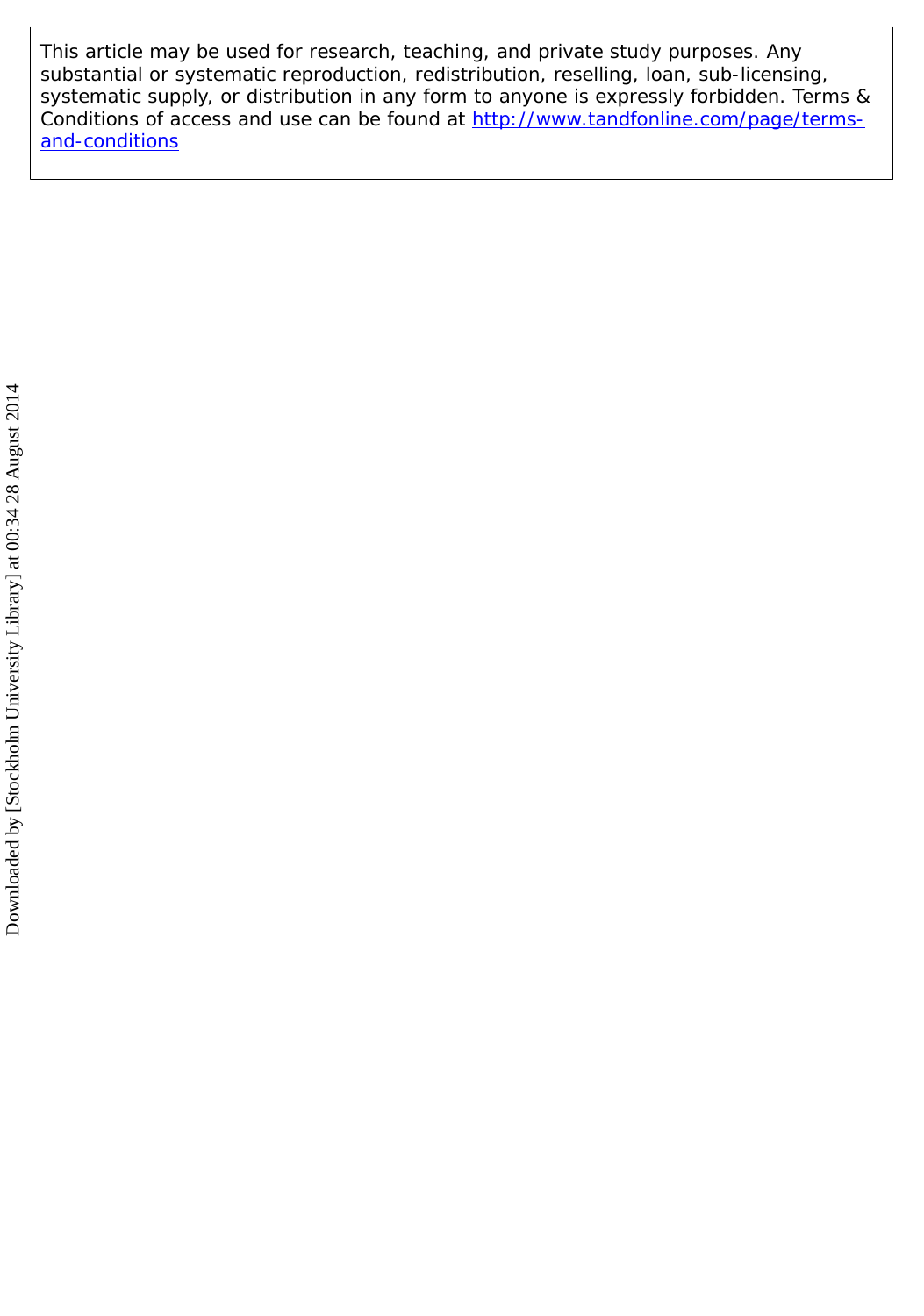This article may be used for research, teaching, and private study purposes. Any substantial or systematic reproduction, redistribution, reselling, loan, sub-licensing, systematic supply, or distribution in any form to anyone is expressly forbidden. Terms & Conditions of access and use can be found at http://www.tandfonline.com/page/terms-and-conditions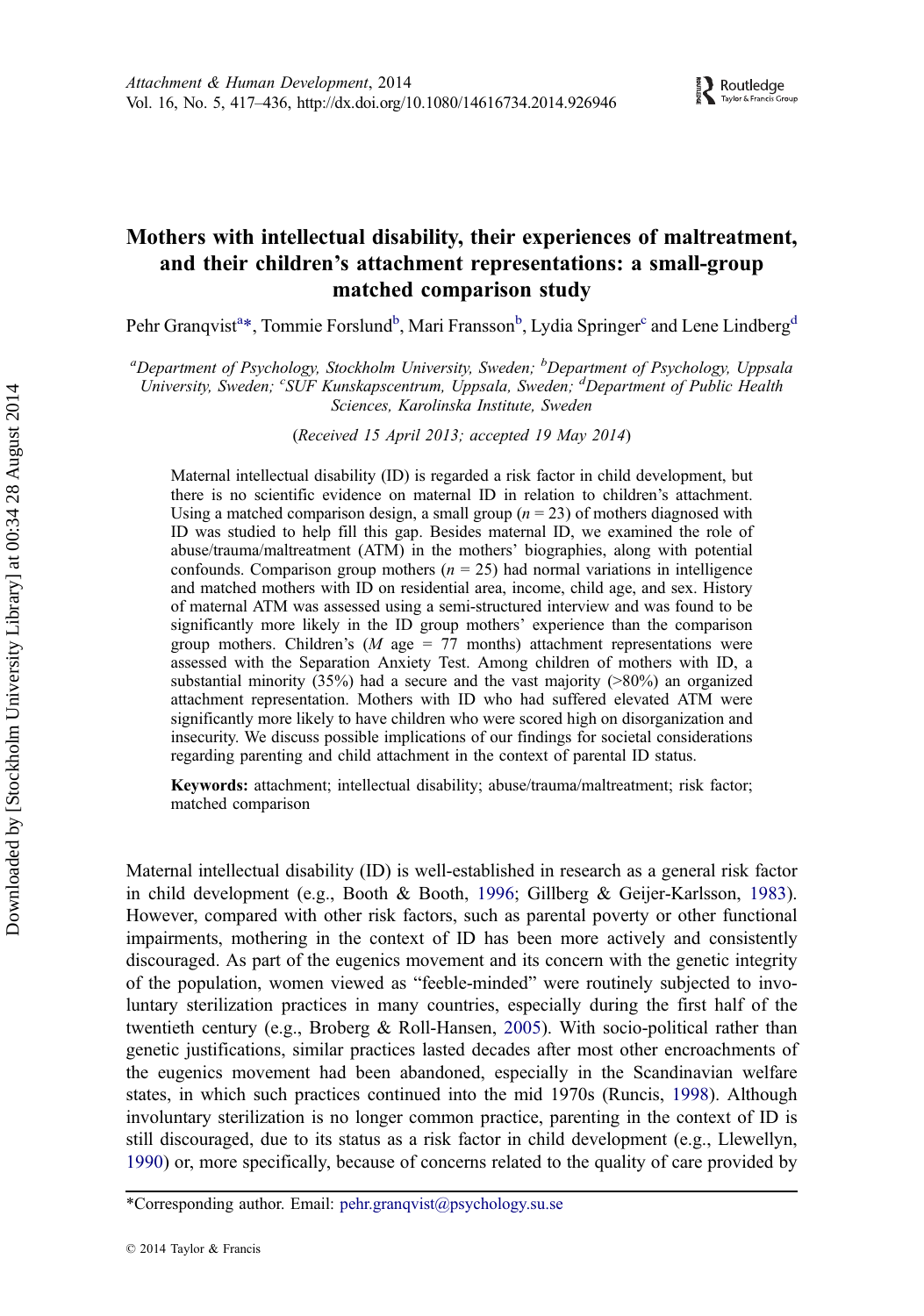# Mothers with intellectual disability, their experiences of maltreatment, and their children's attachment representations: a small-group matched comparison study

Pehr Granqvist[a]*, Tommie Forslund[b], Mari Fransson[b], Lydia Springer[c] and Lene Lindberg[d]

[a]*Department of Psychology, Stockholm University, Sweden;* [b]*Department of Psychology, Uppsala University, Sweden;* [c]*SUF Kunskapscentrum, Uppsala, Sweden;* [d]*Department of Public Health Sciences, Karolinska Institute, Sweden*

(*Received 15 April 2013; accepted 19 May 2014*)

Maternal intellectual disability (ID) is regarded a risk factor in child development, but there is no scientific evidence on maternal ID in relation to children's attachment. Using a matched comparison design, a small group ($n$ = 23) of mothers diagnosed with ID was studied to help fill this gap. Besides maternal ID, we examined the role of abuse/trauma/maltreatment (ATM) in the mothers' biographies, along with potential confounds. Comparison group mothers ($n$ = 25) had normal variations in intelligence and matched mothers with ID on residential area, income, child age, and sex. History of maternal ATM was assessed using a semi-structured interview and was found to be significantly more likely in the ID group mothers' experience than the comparison group mothers. Children's ($M$ age = 77 months) attachment representations were assessed with the Separation Anxiety Test. Among children of mothers with ID, a substantial minority (35%) had a secure and the vast majority (>80%) an organized attachment representation. Mothers with ID who had suffered elevated ATM were significantly more likely to have children who were scored high on disorganization and insecurity. We discuss possible implications of our findings for societal considerations regarding parenting and child attachment in the context of parental ID status.

**Keywords:** attachment; intellectual disability; abuse/trauma/maltreatment; risk factor; matched comparison

Maternal intellectual disability (ID) is well-established in research as a general risk factor in child development (e.g., Booth & Booth, 1996; Gillberg & Geijer-Karlsson, 1983). However, compared with other risk factors, such as parental poverty or other functional impairments, mothering in the context of ID has been more actively and consistently discouraged. As part of the eugenics movement and its concern with the genetic integrity of the population, women viewed as "feeble-minded" were routinely subjected to involuntary sterilization practices in many countries, especially during the first half of the twentieth century (e.g., Broberg & Roll-Hansen, 2005). With socio-political rather than genetic justifications, similar practices lasted decades after most other encroachments of the eugenics movement had been abandoned, especially in the Scandinavian welfare states, in which such practices continued into the mid 1970s (Runcis, 1998). Although involuntary sterilization is no longer common practice, parenting in the context of ID is still discouraged, due to its status as a risk factor in child development (e.g., Llewellyn, 1990) or, more specifically, because of concerns related to the quality of care provided by

*Corresponding author. Email: pehr.granqvist@psychology.su.se

© 2014 Taylor & Francis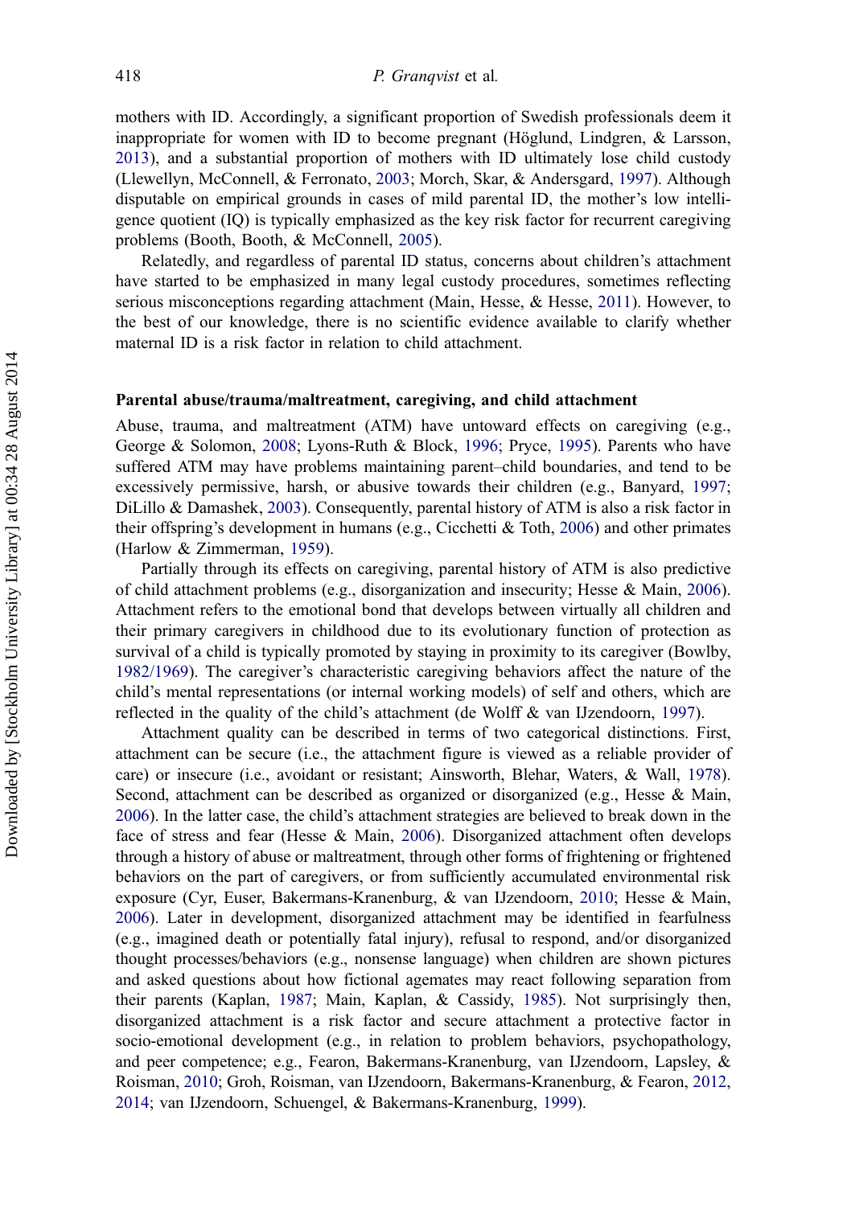mothers with ID. Accordingly, a significant proportion of Swedish professionals deem it inappropriate for women with ID to become pregnant (Höglund, Lindgren, & Larsson, 2013), and a substantial proportion of mothers with ID ultimately lose child custody (Llewellyn, McConnell, & Ferronato, 2003; Morch, Skar, & Andersgard, 1997). Although disputable on empirical grounds in cases of mild parental ID, the mother's low intelligence quotient (IQ) is typically emphasized as the key risk factor for recurrent caregiving problems (Booth, Booth, & McConnell, 2005).

Relatedly, and regardless of parental ID status, concerns about children's attachment have started to be emphasized in many legal custody procedures, sometimes reflecting serious misconceptions regarding attachment (Main, Hesse, & Hesse, 2011). However, to the best of our knowledge, there is no scientific evidence available to clarify whether maternal ID is a risk factor in relation to child attachment.

### Parental abuse/trauma/maltreatment, caregiving, and child attachment

Abuse, trauma, and maltreatment (ATM) have untoward effects on caregiving (e.g., George & Solomon, 2008; Lyons-Ruth & Block, 1996; Pryce, 1995). Parents who have suffered ATM may have problems maintaining parent–child boundaries, and tend to be excessively permissive, harsh, or abusive towards their children (e.g., Banyard, 1997; DiLillo & Damashek, 2003). Consequently, parental history of ATM is also a risk factor in their offspring's development in humans (e.g., Cicchetti & Toth, 2006) and other primates (Harlow & Zimmerman, 1959).

Partially through its effects on caregiving, parental history of ATM is also predictive of child attachment problems (e.g., disorganization and insecurity; Hesse & Main, 2006). Attachment refers to the emotional bond that develops between virtually all children and their primary caregivers in childhood due to its evolutionary function of protection as survival of a child is typically promoted by staying in proximity to its caregiver (Bowlby, 1982/1969). The caregiver's characteristic caregiving behaviors affect the nature of the child's mental representations (or internal working models) of self and others, which are reflected in the quality of the child's attachment (de Wolff & van IJzendoorn, 1997).

Attachment quality can be described in terms of two categorical distinctions. First, attachment can be secure (i.e., the attachment figure is viewed as a reliable provider of care) or insecure (i.e., avoidant or resistant; Ainsworth, Blehar, Waters, & Wall, 1978). Second, attachment can be described as organized or disorganized (e.g., Hesse & Main, 2006). In the latter case, the child's attachment strategies are believed to break down in the face of stress and fear (Hesse & Main, 2006). Disorganized attachment often develops through a history of abuse or maltreatment, through other forms of frightening or frightened behaviors on the part of caregivers, or from sufficiently accumulated environmental risk exposure (Cyr, Euser, Bakermans-Kranenburg, & van IJzendoorn, 2010; Hesse & Main, 2006). Later in development, disorganized attachment may be identified in fearfulness (e.g., imagined death or potentially fatal injury), refusal to respond, and/or disorganized thought processes/behaviors (e.g., nonsense language) when children are shown pictures and asked questions about how fictional agemates may react following separation from their parents (Kaplan, 1987; Main, Kaplan, & Cassidy, 1985). Not surprisingly then, disorganized attachment is a risk factor and secure attachment a protective factor in socio-emotional development (e.g., in relation to problem behaviors, psychopathology, and peer competence; e.g., Fearon, Bakermans-Kranenburg, van IJzendoorn, Lapsley, & Roisman, 2010; Groh, Roisman, van IJzendoorn, Bakermans-Kranenburg, & Fearon, 2012, 2014; van IJzendoorn, Schuengel, & Bakermans-Kranenburg, 1999).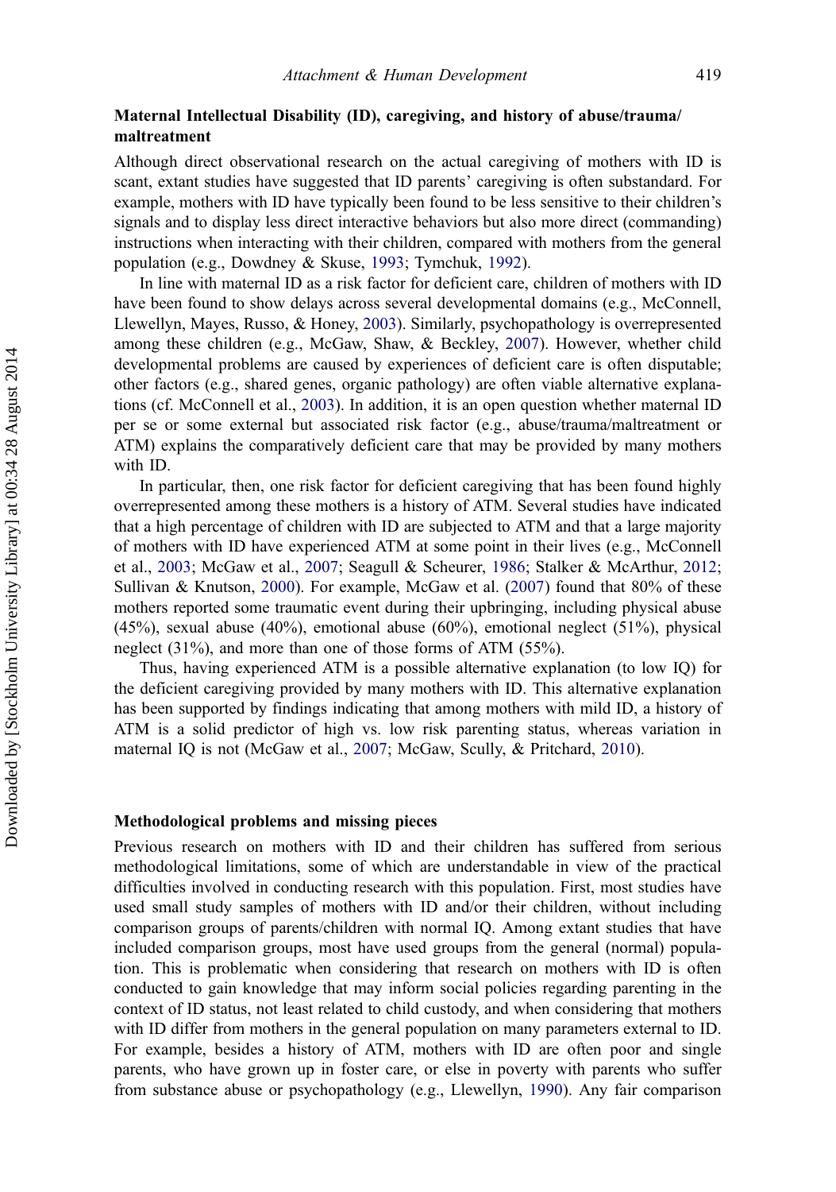## Maternal Intellectual Disability (ID), caregiving, and history of abuse/trauma/maltreatment

Although direct observational research on the actual caregiving of mothers with ID is scant, extant studies have suggested that ID parents' caregiving is often substandard. For example, mothers with ID have typically been found to be less sensitive to their children's signals and to display less direct interactive behaviors but also more direct (commanding) instructions when interacting with their children, compared with mothers from the general population (e.g., Dowdney & Skuse, 1993; Tymchuk, 1992).

In line with maternal ID as a risk factor for deficient care, children of mothers with ID have been found to show delays across several developmental domains (e.g., McConnell, Llewellyn, Mayes, Russo, & Honey, 2003). Similarly, psychopathology is overrepresented among these children (e.g., McGaw, Shaw, & Beckley, 2007). However, whether child developmental problems are caused by experiences of deficient care is often disputable; other factors (e.g., shared genes, organic pathology) are often viable alternative explanations (cf. McConnell et al., 2003). In addition, it is an open question whether maternal ID per se or some external but associated risk factor (e.g., abuse/trauma/maltreatment or ATM) explains the comparatively deficient care that may be provided by many mothers with ID.

In particular, then, one risk factor for deficient caregiving that has been found highly overrepresented among these mothers is a history of ATM. Several studies have indicated that a high percentage of children with ID are subjected to ATM and that a large majority of mothers with ID have experienced ATM at some point in their lives (e.g., McConnell et al., 2003; McGaw et al., 2007; Seagull & Scheurer, 1986; Stalker & McArthur, 2012; Sullivan & Knutson, 2000). For example, McGaw et al. (2007) found that 80% of these mothers reported some traumatic event during their upbringing, including physical abuse (45%), sexual abuse (40%), emotional abuse (60%), emotional neglect (51%), physical neglect (31%), and more than one of those forms of ATM (55%).

Thus, having experienced ATM is a possible alternative explanation (to low IQ) for the deficient caregiving provided by many mothers with ID. This alternative explanation has been supported by findings indicating that among mothers with mild ID, a history of ATM is a solid predictor of high vs. low risk parenting status, whereas variation in maternal IQ is not (McGaw et al., 2007; McGaw, Scully, & Pritchard, 2010).

## Methodological problems and missing pieces

Previous research on mothers with ID and their children has suffered from serious methodological limitations, some of which are understandable in view of the practical difficulties involved in conducting research with this population. First, most studies have used small study samples of mothers with ID and/or their children, without including comparison groups of parents/children with normal IQ. Among extant studies that have included comparison groups, most have used groups from the general (normal) population. This is problematic when considering that research on mothers with ID is often conducted to gain knowledge that may inform social policies regarding parenting in the context of ID status, not least related to child custody, and when considering that mothers with ID differ from mothers in the general population on many parameters external to ID. For example, besides a history of ATM, mothers with ID are often poor and single parents, who have grown up in foster care, or else in poverty with parents who suffer from substance abuse or psychopathology (e.g., Llewellyn, 1990). Any fair comparison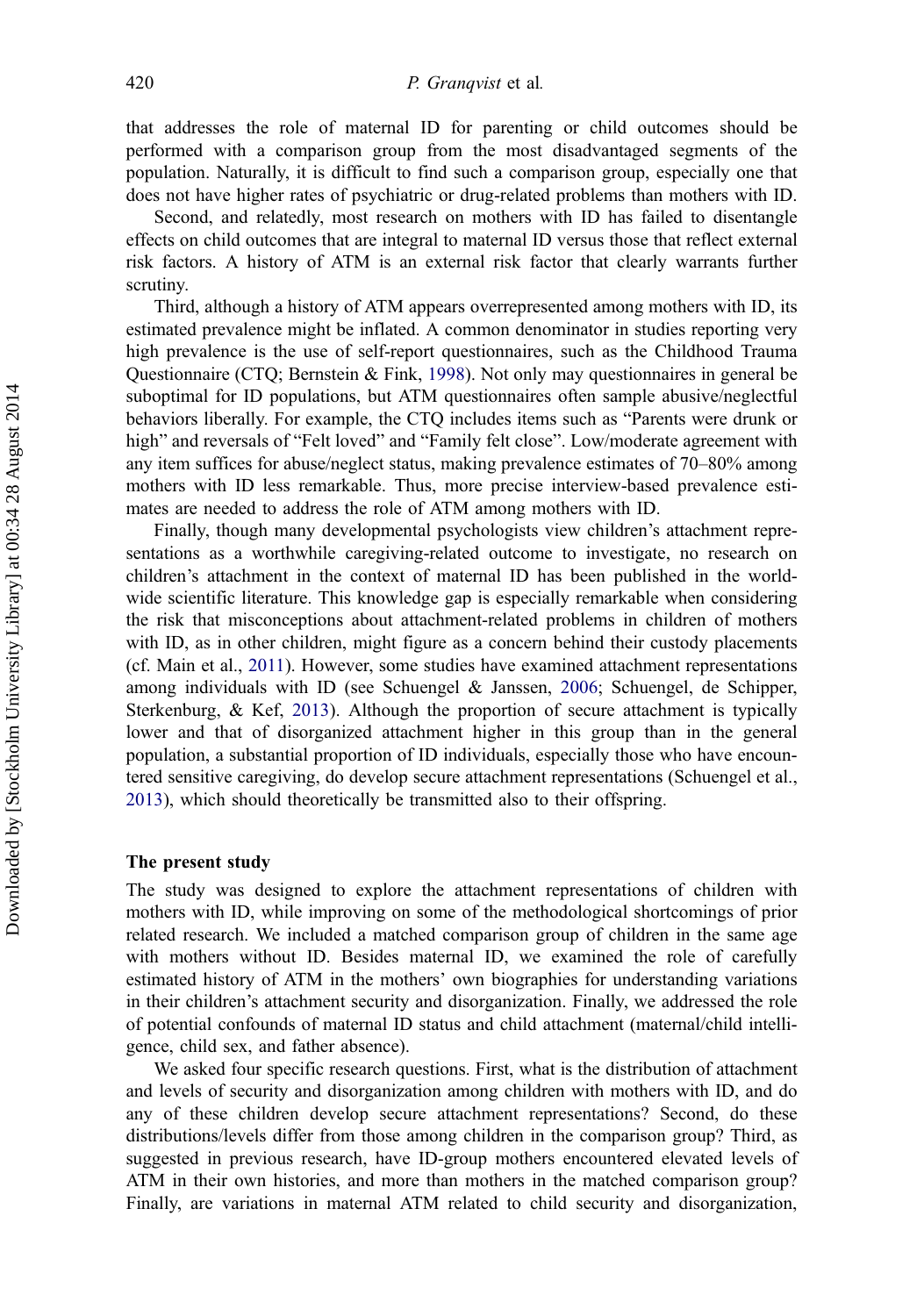that addresses the role of maternal ID for parenting or child outcomes should be performed with a comparison group from the most disadvantaged segments of the population. Naturally, it is difficult to find such a comparison group, especially one that does not have higher rates of psychiatric or drug-related problems than mothers with ID.

Second, and relatedly, most research on mothers with ID has failed to disentangle effects on child outcomes that are integral to maternal ID versus those that reflect external risk factors. A history of ATM is an external risk factor that clearly warrants further scrutiny.

Third, although a history of ATM appears overrepresented among mothers with ID, its estimated prevalence might be inflated. A common denominator in studies reporting very high prevalence is the use of self-report questionnaires, such as the Childhood Trauma Questionnaire (CTQ; Bernstein & Fink, 1998). Not only may questionnaires in general be suboptimal for ID populations, but ATM questionnaires often sample abusive/neglectful behaviors liberally. For example, the CTQ includes items such as "Parents were drunk or high" and reversals of "Felt loved" and "Family felt close". Low/moderate agreement with any item suffices for abuse/neglect status, making prevalence estimates of 70–80% among mothers with ID less remarkable. Thus, more precise interview-based prevalence estimates are needed to address the role of ATM among mothers with ID.

Finally, though many developmental psychologists view children's attachment representations as a worthwhile caregiving-related outcome to investigate, no research on children's attachment in the context of maternal ID has been published in the worldwide scientific literature. This knowledge gap is especially remarkable when considering the risk that misconceptions about attachment-related problems in children of mothers with ID, as in other children, might figure as a concern behind their custody placements (cf. Main et al., 2011). However, some studies have examined attachment representations among individuals with ID (see Schuengel & Janssen, 2006; Schuengel, de Schipper, Sterkenburg, & Kef, 2013). Although the proportion of secure attachment is typically lower and that of disorganized attachment higher in this group than in the general population, a substantial proportion of ID individuals, especially those who have encountered sensitive caregiving, do develop secure attachment representations (Schuengel et al., 2013), which should theoretically be transmitted also to their offspring.

## The present study

The study was designed to explore the attachment representations of children with mothers with ID, while improving on some of the methodological shortcomings of prior related research. We included a matched comparison group of children in the same age with mothers without ID. Besides maternal ID, we examined the role of carefully estimated history of ATM in the mothers' own biographies for understanding variations in their children's attachment security and disorganization. Finally, we addressed the role of potential confounds of maternal ID status and child attachment (maternal/child intelligence, child sex, and father absence).

We asked four specific research questions. First, what is the distribution of attachment and levels of security and disorganization among children with mothers with ID, and do any of these children develop secure attachment representations? Second, do these distributions/levels differ from those among children in the comparison group? Third, as suggested in previous research, have ID-group mothers encountered elevated levels of ATM in their own histories, and more than mothers in the matched comparison group? Finally, are variations in maternal ATM related to child security and disorganization,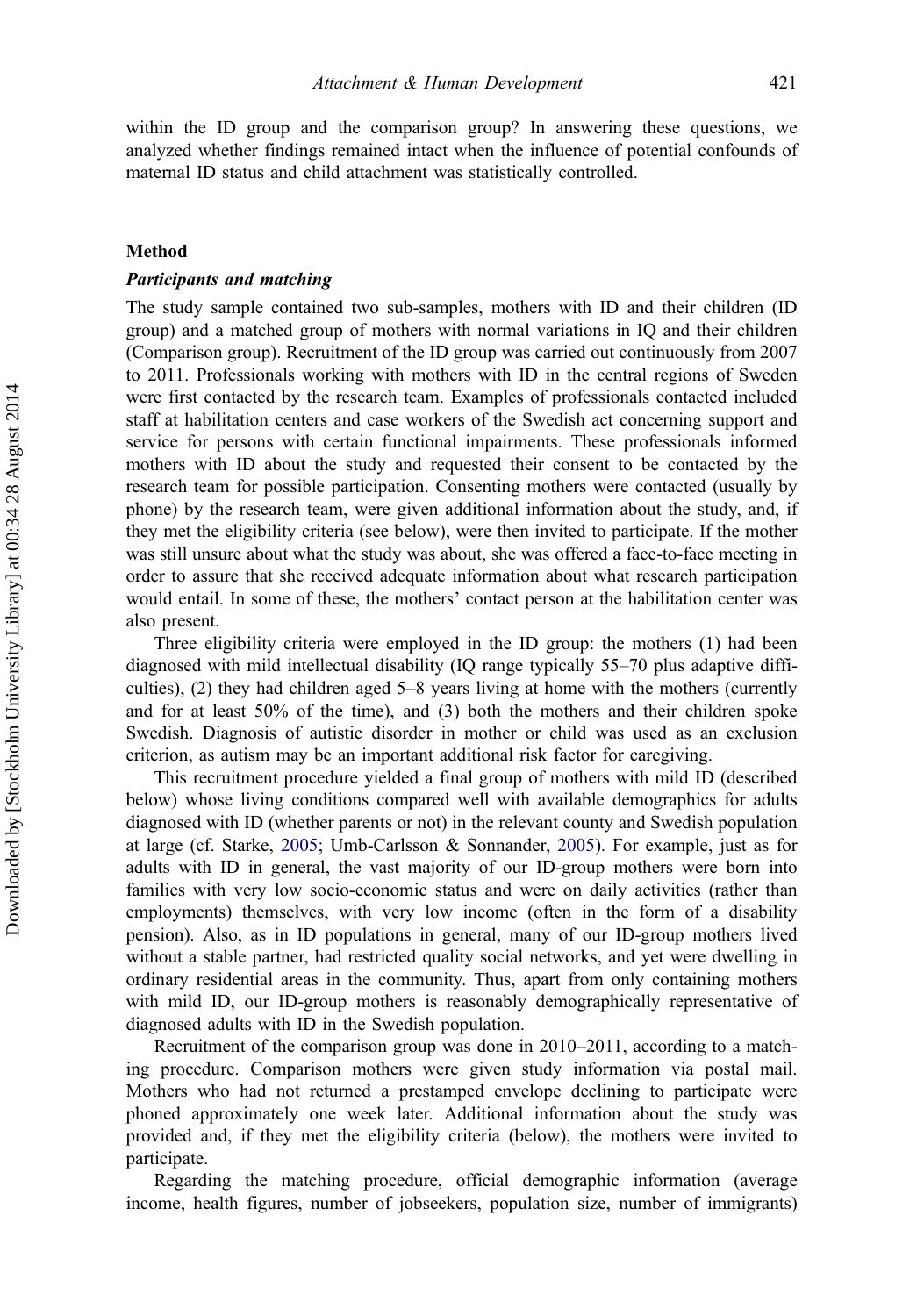within the ID group and the comparison group? In answering these questions, we analyzed whether findings remained intact when the influence of potential confounds of maternal ID status and child attachment was statistically controlled.

## Method

### *Participants and matching*

The study sample contained two sub-samples, mothers with ID and their children (ID group) and a matched group of mothers with normal variations in IQ and their children (Comparison group). Recruitment of the ID group was carried out continuously from 2007 to 2011. Professionals working with mothers with ID in the central regions of Sweden were first contacted by the research team. Examples of professionals contacted included staff at habilitation centers and case workers of the Swedish act concerning support and service for persons with certain functional impairments. These professionals informed mothers with ID about the study and requested their consent to be contacted by the research team for possible participation. Consenting mothers were contacted (usually by phone) by the research team, were given additional information about the study, and, if they met the eligibility criteria (see below), were then invited to participate. If the mother was still unsure about what the study was about, she was offered a face-to-face meeting in order to assure that she received adequate information about what research participation would entail. In some of these, the mothers' contact person at the habilitation center was also present.

Three eligibility criteria were employed in the ID group: the mothers (1) had been diagnosed with mild intellectual disability (IQ range typically 55–70 plus adaptive difficulties), (2) they had children aged 5–8 years living at home with the mothers (currently and for at least 50% of the time), and (3) both the mothers and their children spoke Swedish. Diagnosis of autistic disorder in mother or child was used as an exclusion criterion, as autism may be an important additional risk factor for caregiving.

This recruitment procedure yielded a final group of mothers with mild ID (described below) whose living conditions compared well with available demographics for adults diagnosed with ID (whether parents or not) in the relevant county and Swedish population at large (cf. Starke, 2005; Umb-Carlsson & Sonnander, 2005). For example, just as for adults with ID in general, the vast majority of our ID-group mothers were born into families with very low socio-economic status and were on daily activities (rather than employments) themselves, with very low income (often in the form of a disability pension). Also, as in ID populations in general, many of our ID-group mothers lived without a stable partner, had restricted quality social networks, and yet were dwelling in ordinary residential areas in the community. Thus, apart from only containing mothers with mild ID, our ID-group mothers is reasonably demographically representative of diagnosed adults with ID in the Swedish population.

Recruitment of the comparison group was done in 2010–2011, according to a matching procedure. Comparison mothers were given study information via postal mail. Mothers who had not returned a prestamped envelope declining to participate were phoned approximately one week later. Additional information about the study was provided and, if they met the eligibility criteria (below), the mothers were invited to participate.

Regarding the matching procedure, official demographic information (average income, health figures, number of jobseekers, population size, number of immigrants)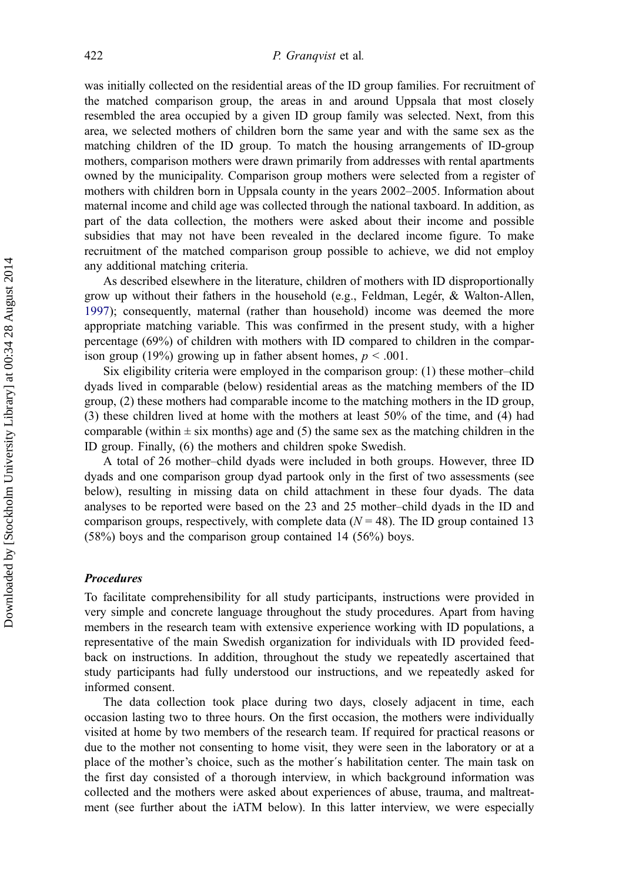was initially collected on the residential areas of the ID group families. For recruitment of the matched comparison group, the areas in and around Uppsala that most closely resembled the area occupied by a given ID group family was selected. Next, from this area, we selected mothers of children born the same year and with the same sex as the matching children of the ID group. To match the housing arrangements of ID-group mothers, comparison mothers were drawn primarily from addresses with rental apartments owned by the municipality. Comparison group mothers were selected from a register of mothers with children born in Uppsala county in the years 2002–2005. Information about maternal income and child age was collected through the national taxboard. In addition, as part of the data collection, the mothers were asked about their income and possible subsidies that may not have been revealed in the declared income figure. To make recruitment of the matched comparison group possible to achieve, we did not employ any additional matching criteria.

As described elsewhere in the literature, children of mothers with ID disproportionally grow up without their fathers in the household (e.g., Feldman, Legér, & Walton-Allen, 1997); consequently, maternal (rather than household) income was deemed the more appropriate matching variable. This was confirmed in the present study, with a higher percentage (69%) of children with mothers with ID compared to children in the comparison group (19%) growing up in father absent homes, $p < .001$.

Six eligibility criteria were employed in the comparison group: (1) these mother–child dyads lived in comparable (below) residential areas as the matching members of the ID group, (2) these mothers had comparable income to the matching mothers in the ID group, (3) these children lived at home with the mothers at least 50% of the time, and (4) had comparable (within ± six months) age and (5) the same sex as the matching children in the ID group. Finally, (6) the mothers and children spoke Swedish.

A total of 26 mother–child dyads were included in both groups. However, three ID dyads and one comparison group dyad partook only in the first of two assessments (see below), resulting in missing data on child attachment in these four dyads. The data analyses to be reported were based on the 23 and 25 mother–child dyads in the ID and comparison groups, respectively, with complete data ($N = 48$). The ID group contained 13 (58%) boys and the comparison group contained 14 (56%) boys.

### *Procedures*

To facilitate comprehensibility for all study participants, instructions were provided in very simple and concrete language throughout the study procedures. Apart from having members in the research team with extensive experience working with ID populations, a representative of the main Swedish organization for individuals with ID provided feedback on instructions. In addition, throughout the study we repeatedly ascertained that study participants had fully understood our instructions, and we repeatedly asked for informed consent.

The data collection took place during two days, closely adjacent in time, each occasion lasting two to three hours. On the first occasion, the mothers were individually visited at home by two members of the research team. If required for practical reasons or due to the mother not consenting to home visit, they were seen in the laboratory or at a place of the mother's choice, such as the mother´s habilitation center. The main task on the first day consisted of a thorough interview, in which background information was collected and the mothers were asked about experiences of abuse, trauma, and maltreatment (see further about the iATM below). In this latter interview, we were especially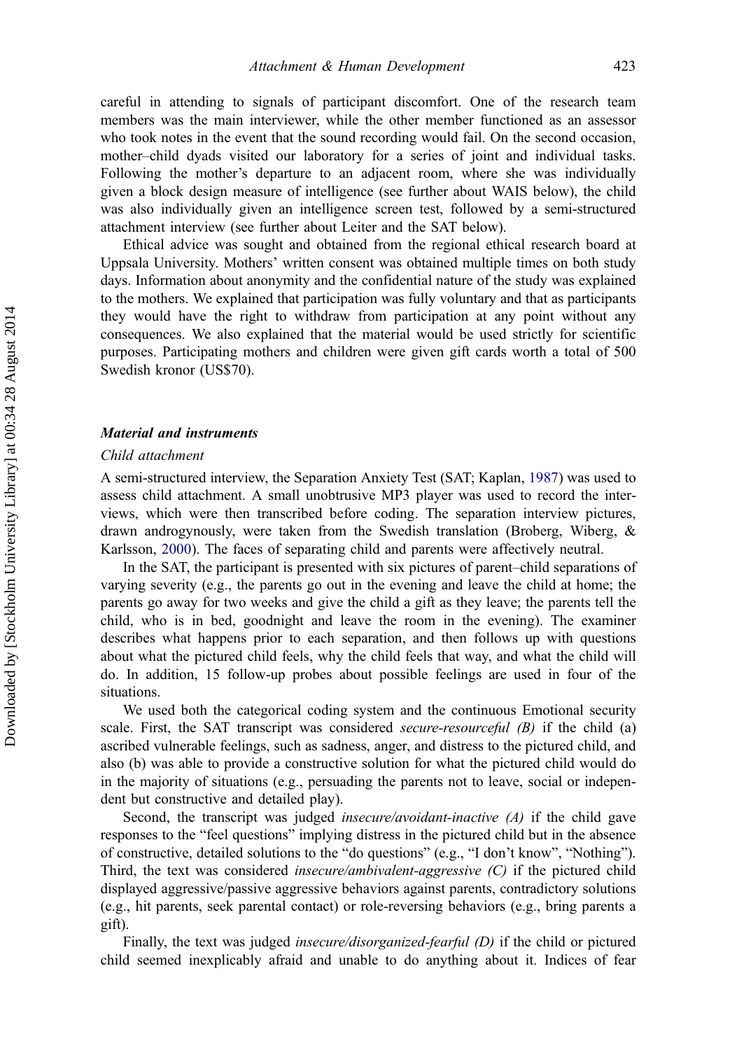careful in attending to signals of participant discomfort. One of the research team members was the main interviewer, while the other member functioned as an assessor who took notes in the event that the sound recording would fail. On the second occasion, mother–child dyads visited our laboratory for a series of joint and individual tasks. Following the mother's departure to an adjacent room, where she was individually given a block design measure of intelligence (see further about WAIS below), the child was also individually given an intelligence screen test, followed by a semi-structured attachment interview (see further about Leiter and the SAT below).

Ethical advice was sought and obtained from the regional ethical research board at Uppsala University. Mothers' written consent was obtained multiple times on both study days. Information about anonymity and the confidential nature of the study was explained to the mothers. We explained that participation was fully voluntary and that as participants they would have the right to withdraw from participation at any point without any consequences. We also explained that the material would be used strictly for scientific purposes. Participating mothers and children were given gift cards worth a total of 500 Swedish kronor (US$70).

### *Material and instruments*

#### *Child attachment*

A semi-structured interview, the Separation Anxiety Test (SAT; Kaplan, 1987) was used to assess child attachment. A small unobtrusive MP3 player was used to record the interviews, which were then transcribed before coding. The separation interview pictures, drawn androgynously, were taken from the Swedish translation (Broberg, Wiberg, & Karlsson, 2000). The faces of separating child and parents were affectively neutral.

In the SAT, the participant is presented with six pictures of parent–child separations of varying severity (e.g., the parents go out in the evening and leave the child at home; the parents go away for two weeks and give the child a gift as they leave; the parents tell the child, who is in bed, goodnight and leave the room in the evening). The examiner describes what happens prior to each separation, and then follows up with questions about what the pictured child feels, why the child feels that way, and what the child will do. In addition, 15 follow-up probes about possible feelings are used in four of the situations.

We used both the categorical coding system and the continuous Emotional security scale. First, the SAT transcript was considered *secure-resourceful (B)* if the child (a) ascribed vulnerable feelings, such as sadness, anger, and distress to the pictured child, and also (b) was able to provide a constructive solution for what the pictured child would do in the majority of situations (e.g., persuading the parents not to leave, social or independent but constructive and detailed play).

Second, the transcript was judged *insecure/avoidant-inactive (A)* if the child gave responses to the "feel questions" implying distress in the pictured child but in the absence of constructive, detailed solutions to the "do questions" (e.g., "I don't know", "Nothing"). Third, the text was considered *insecure/ambivalent-aggressive (C)* if the pictured child displayed aggressive/passive aggressive behaviors against parents, contradictory solutions (e.g., hit parents, seek parental contact) or role-reversing behaviors (e.g., bring parents a gift).

Finally, the text was judged *insecure/disorganized-fearful (D)* if the child or pictured child seemed inexplicably afraid and unable to do anything about it. Indices of fear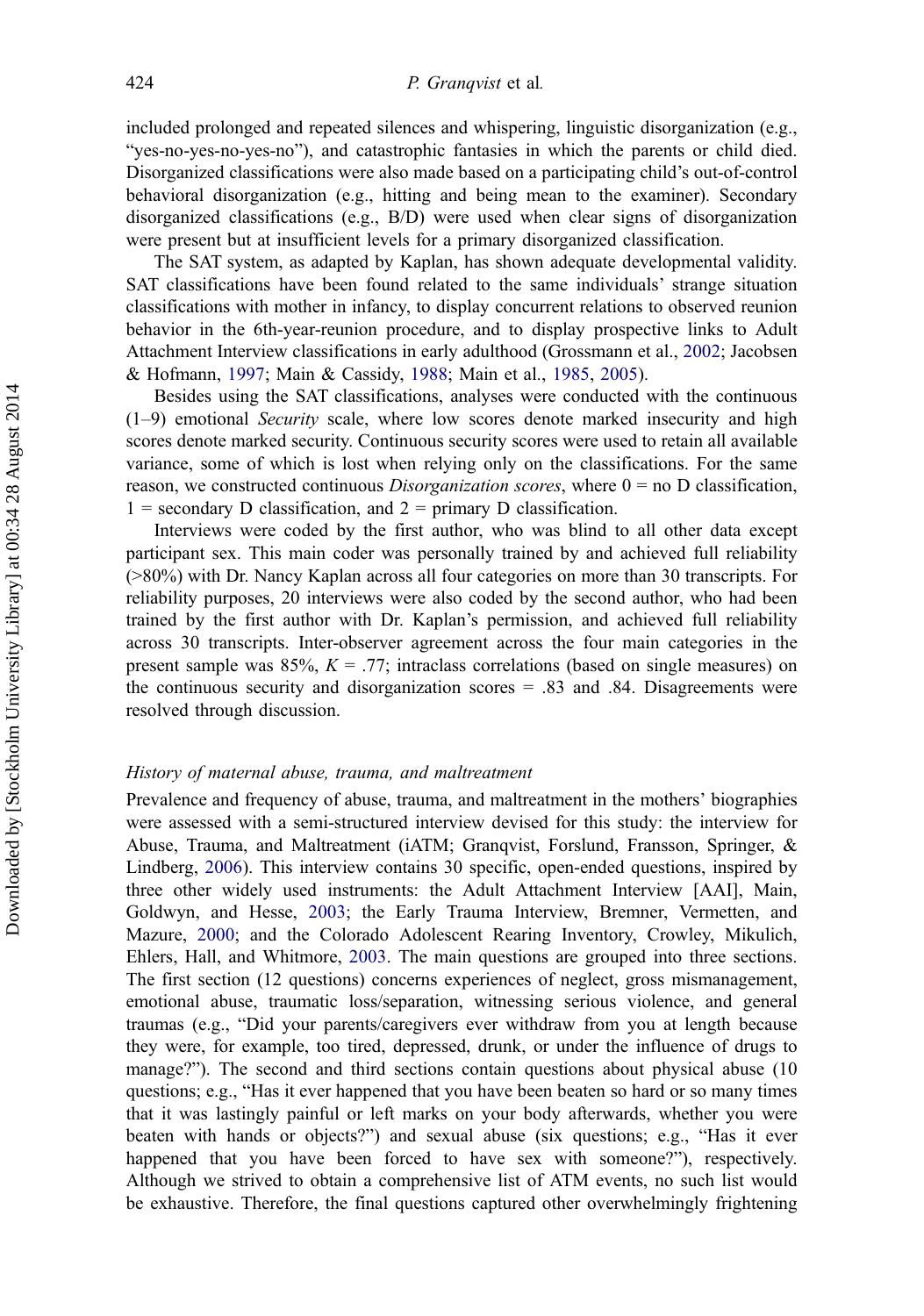included prolonged and repeated silences and whispering, linguistic disorganization (e.g., "yes-no-yes-no-yes-no"), and catastrophic fantasies in which the parents or child died. Disorganized classifications were also made based on a participating child's out-of-control behavioral disorganization (e.g., hitting and being mean to the examiner). Secondary disorganized classifications (e.g., B/D) were used when clear signs of disorganization were present but at insufficient levels for a primary disorganized classification.

The SAT system, as adapted by Kaplan, has shown adequate developmental validity. SAT classifications have been found related to the same individuals' strange situation classifications with mother in infancy, to display concurrent relations to observed reunion behavior in the 6th-year-reunion procedure, and to display prospective links to Adult Attachment Interview classifications in early adulthood (Grossmann et al., 2002; Jacobsen & Hofmann, 1997; Main & Cassidy, 1988; Main et al., 1985, 2005).

Besides using the SAT classifications, analyses were conducted with the continuous (1–9) emotional *Security* scale, where low scores denote marked insecurity and high scores denote marked security. Continuous security scores were used to retain all available variance, some of which is lost when relying only on the classifications. For the same reason, we constructed continuous *Disorganization scores*, where 0 = no D classification, 1 = secondary D classification, and 2 = primary D classification.

Interviews were coded by the first author, who was blind to all other data except participant sex. This main coder was personally trained by and achieved full reliability (>80%) with Dr. Nancy Kaplan across all four categories on more than 30 transcripts. For reliability purposes, 20 interviews were also coded by the second author, who had been trained by the first author with Dr. Kaplan's permission, and achieved full reliability across 30 transcripts. Inter-observer agreement across the four main categories in the present sample was 85%, $K = .77$; intraclass correlations (based on single measures) on the continuous security and disorganization scores = .83 and .84. Disagreements were resolved through discussion.

### *History of maternal abuse, trauma, and maltreatment*

Prevalence and frequency of abuse, trauma, and maltreatment in the mothers' biographies were assessed with a semi-structured interview devised for this study: the interview for Abuse, Trauma, and Maltreatment (iATM; Granqvist, Forslund, Fransson, Springer, & Lindberg, 2006). This interview contains 30 specific, open-ended questions, inspired by three other widely used instruments: the Adult Attachment Interview [AAI], Main, Goldwyn, and Hesse, 2003; the Early Trauma Interview, Bremner, Vermetten, and Mazure, 2000; and the Colorado Adolescent Rearing Inventory, Crowley, Mikulich, Ehlers, Hall, and Whitmore, 2003. The main questions are grouped into three sections. The first section (12 questions) concerns experiences of neglect, gross mismanagement, emotional abuse, traumatic loss/separation, witnessing serious violence, and general traumas (e.g., "Did your parents/caregivers ever withdraw from you at length because they were, for example, too tired, depressed, drunk, or under the influence of drugs to manage?"). The second and third sections contain questions about physical abuse (10 questions; e.g., "Has it ever happened that you have been beaten so hard or so many times that it was lastingly painful or left marks on your body afterwards, whether you were beaten with hands or objects?") and sexual abuse (six questions; e.g., "Has it ever happened that you have been forced to have sex with someone?"), respectively. Although we strived to obtain a comprehensive list of ATM events, no such list would be exhaustive. Therefore, the final questions captured other overwhelmingly frightening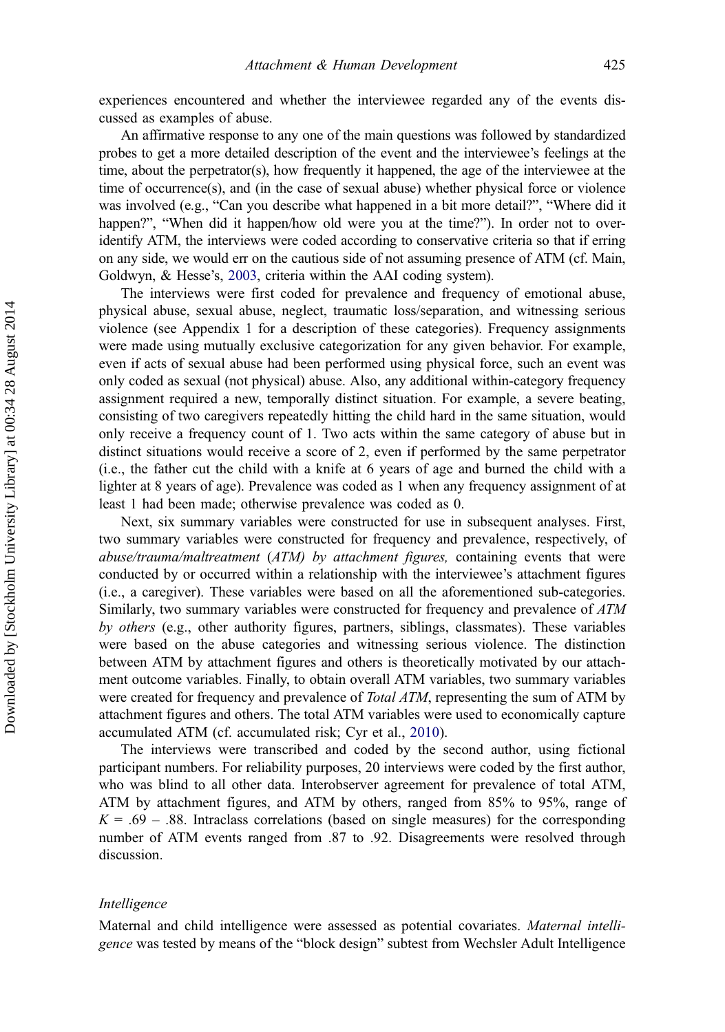experiences encountered and whether the interviewee regarded any of the events discussed as examples of abuse.

An affirmative response to any one of the main questions was followed by standardized probes to get a more detailed description of the event and the interviewee's feelings at the time, about the perpetrator(s), how frequently it happened, the age of the interviewee at the time of occurrence(s), and (in the case of sexual abuse) whether physical force or violence was involved (e.g., "Can you describe what happened in a bit more detail?", "Where did it happen?", "When did it happen/how old were you at the time?"). In order not to over-identify ATM, the interviews were coded according to conservative criteria so that if erring on any side, we would err on the cautious side of not assuming presence of ATM (cf. Main, Goldwyn, & Hesse's, 2003, criteria within the AAI coding system).

The interviews were first coded for prevalence and frequency of emotional abuse, physical abuse, sexual abuse, neglect, traumatic loss/separation, and witnessing serious violence (see Appendix 1 for a description of these categories). Frequency assignments were made using mutually exclusive categorization for any given behavior. For example, even if acts of sexual abuse had been performed using physical force, such an event was only coded as sexual (not physical) abuse. Also, any additional within-category frequency assignment required a new, temporally distinct situation. For example, a severe beating, consisting of two caregivers repeatedly hitting the child hard in the same situation, would only receive a frequency count of 1. Two acts within the same category of abuse but in distinct situations would receive a score of 2, even if performed by the same perpetrator (i.e., the father cut the child with a knife at 6 years of age and burned the child with a lighter at 8 years of age). Prevalence was coded as 1 when any frequency assignment of at least 1 had been made; otherwise prevalence was coded as 0.

Next, six summary variables were constructed for use in subsequent analyses. First, two summary variables were constructed for frequency and prevalence, respectively, of *abuse/trauma/maltreatment* (*ATM*) *by attachment figures,* containing events that were conducted by or occurred within a relationship with the interviewee's attachment figures (i.e., a caregiver). These variables were based on all the aforementioned sub-categories. Similarly, two summary variables were constructed for frequency and prevalence of *ATM by others* (e.g., other authority figures, partners, siblings, classmates). These variables were based on the abuse categories and witnessing serious violence. The distinction between ATM by attachment figures and others is theoretically motivated by our attachment outcome variables. Finally, to obtain overall ATM variables, two summary variables were created for frequency and prevalence of *Total ATM*, representing the sum of ATM by attachment figures and others. The total ATM variables were used to economically capture accumulated ATM (cf. accumulated risk; Cyr et al., 2010).

The interviews were transcribed and coded by the second author, using fictional participant numbers. For reliability purposes, 20 interviews were coded by the first author, who was blind to all other data. Interobserver agreement for prevalence of total ATM, ATM by attachment figures, and ATM by others, ranged from 85% to 95%, range of $K$ = .69 – .88. Intraclass correlations (based on single measures) for the corresponding number of ATM events ranged from .87 to .92. Disagreements were resolved through discussion.

### *Intelligence*

Maternal and child intelligence were assessed as potential covariates. *Maternal intelligence* was tested by means of the "block design" subtest from Wechsler Adult Intelligence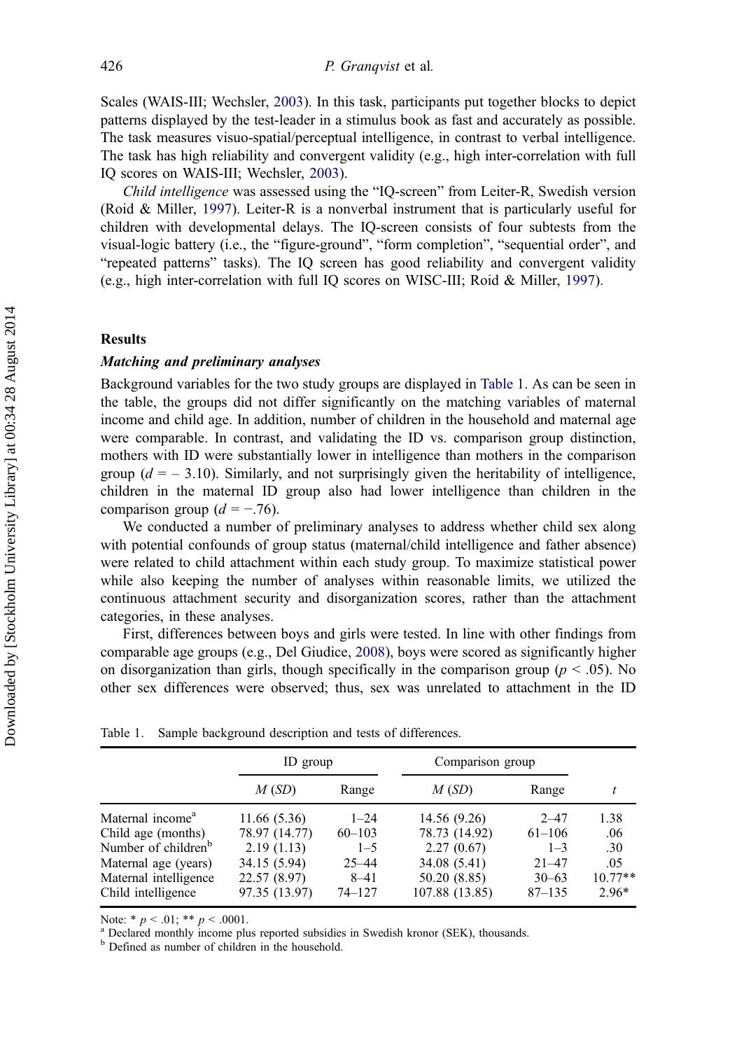Scales (WAIS-III; Wechsler, 2003). In this task, participants put together blocks to depict patterns displayed by the test-leader in a stimulus book as fast and accurately as possible. The task measures visuo-spatial/perceptual intelligence, in contrast to verbal intelligence. The task has high reliability and convergent validity (e.g., high inter-correlation with full IQ scores on WAIS-III; Wechsler, 2003).

*Child intelligence* was assessed using the "IQ-screen" from Leiter-R, Swedish version (Roid & Miller, 1997). Leiter-R is a nonverbal instrument that is particularly useful for children with developmental delays. The IQ-screen consists of four subtests from the visual-logic battery (i.e., the "figure-ground", "form completion", "sequential order", and "repeated patterns" tasks). The IQ screen has good reliability and convergent validity (e.g., high inter-correlation with full IQ scores on WISC-III; Roid & Miller, 1997).

## Results

### *Matching and preliminary analyses*

Background variables for the two study groups are displayed in Table 1. As can be seen in the table, the groups did not differ significantly on the matching variables of maternal income and child age. In addition, number of children in the household and maternal age were comparable. In contrast, and validating the ID vs. comparison group distinction, mothers with ID were substantially lower in intelligence than mothers in the comparison group ($d = -3.10$). Similarly, and not surprisingly given the heritability of intelligence, children in the maternal ID group also had lower intelligence than children in the comparison group ($d = -.76$).

We conducted a number of preliminary analyses to address whether child sex along with potential confounds of group status (maternal/child intelligence and father absence) were related to child attachment within each study group. To maximize statistical power while also keeping the number of analyses within reasonable limits, we utilized the continuous attachment security and disorganization scores, rather than the attachment categories, in these analyses.

First, differences between boys and girls were tested. In line with other findings from comparable age groups (e.g., Del Giudice, 2008), boys were scored as significantly higher on disorganization than girls, though specifically in the comparison group ($p < .05$). No other sex differences were observed; thus, sex was unrelated to attachment in the ID

Table 1. Sample background description and tests of differences.

| | ID group | | Comparison group | | |
|---|---|---|---|---|---|
| | *M* (*SD*) | Range | *M* (*SD*) | Range | *t* |
| Maternal income[a] | 11.66 (5.36) | 1–24 | 14.56 (9.26) | 2–47 | 1.38 |
| Child age (months) | 78.97 (14.77) | 60–103 | 78.73 (14.92) | 61–106 | .06 |
| Number of children[b] | 2.19 (1.13) | 1–5 | 2.27 (0.67) | 1–3 | .30 |
| Maternal age (years) | 34.15 (5.94) | 25–44 | 34.08 (5.41) | 21–47 | .05 |
| Maternal intelligence | 22.57 (8.97) | 8–41 | 50.20 (8.85) | 30–63 | 10.77** |
| Child intelligence | 97.35 (13.97) | 74–127 | 107.88 (13.85) | 87–135 | 2.96* |

Note: * $p < .01$; ** $p < .0001$.
[a] Declared monthly income plus reported subsidies in Swedish kronor (SEK), thousands.
[b] Defined as number of children in the household.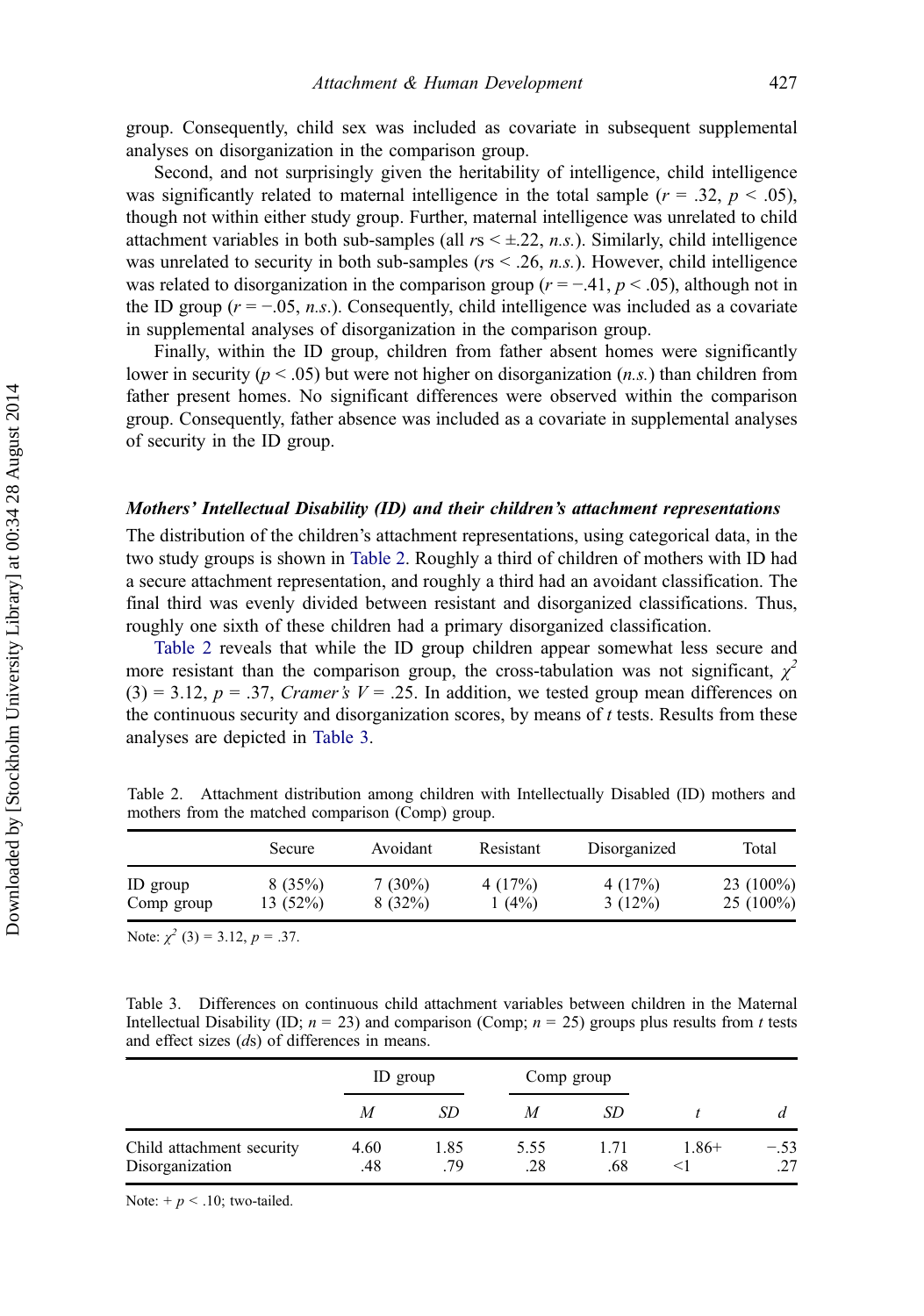group. Consequently, child sex was included as covariate in subsequent supplemental analyses on disorganization in the comparison group.

Second, and not surprisingly given the heritability of intelligence, child intelligence was significantly related to maternal intelligence in the total sample ($r = .32$, $p < .05$), though not within either study group. Further, maternal intelligence was unrelated to child attachment variables in both sub-samples (all $r$s $< \pm.22$, *n.s.*). Similarly, child intelligence was unrelated to security in both sub-samples ($r$s $< .26$, *n.s.*). However, child intelligence was related to disorganization in the comparison group ($r = -.41$, $p < .05$), although not in the ID group ($r = -.05$, *n.s.*). Consequently, child intelligence was included as a covariate in supplemental analyses of disorganization in the comparison group.

Finally, within the ID group, children from father absent homes were significantly lower in security ($p < .05$) but were not higher on disorganization (*n.s.*) than children from father present homes. No significant differences were observed within the comparison group. Consequently, father absence was included as a covariate in supplemental analyses of security in the ID group.

### *Mothers' Intellectual Disability (ID) and their children's attachment representations*

The distribution of the children's attachment representations, using categorical data, in the two study groups is shown in Table 2. Roughly a third of children of mothers with ID had a secure attachment representation, and roughly a third had an avoidant classification. The final third was evenly divided between resistant and disorganized classifications. Thus, roughly one sixth of these children had a primary disorganized classification.

Table 2 reveals that while the ID group children appear somewhat less secure and more resistant than the comparison group, the cross-tabulation was not significant, $\chi^2(3) = 3.12$, $p = .37$, *Cramer's* $V = .25$. In addition, we tested group mean differences on the continuous security and disorganization scores, by means of $t$ tests. Results from these analyses are depicted in Table 3.

Table 2. Attachment distribution among children with Intellectually Disabled (ID) mothers and mothers from the matched comparison (Comp) group.

| | Secure | Avoidant | Resistant | Disorganized | Total |
|---|---|---|---|---|---|
| ID group | 8 (35%) | 7 (30%) | 4 (17%) | 4 (17%) | 23 (100%) |
| Comp group | 13 (52%) | 8 (32%) | 1 (4%) | 3 (12%) | 25 (100%) |

Note: $\chi^2(3) = 3.12$, $p = .37$.

Table 3. Differences on continuous child attachment variables between children in the Maternal Intellectual Disability (ID; $n = 23$) and comparison (Comp; $n = 25$) groups plus results from $t$ tests and effect sizes ($d$s) of differences in means.

| | ID group | | Comp group | | | |
|---|---|---|---|---|---|---|
| | $M$ | $SD$ | $M$ | $SD$ | $t$ | $d$ |
| Child attachment security | 4.60 | 1.85 | 5.55 | 1.71 | 1.86+ | −.53 |
| Disorganization | .48 | .79 | .28 | .68 | <1 | .27 |

Note: + $p < .10$; two-tailed.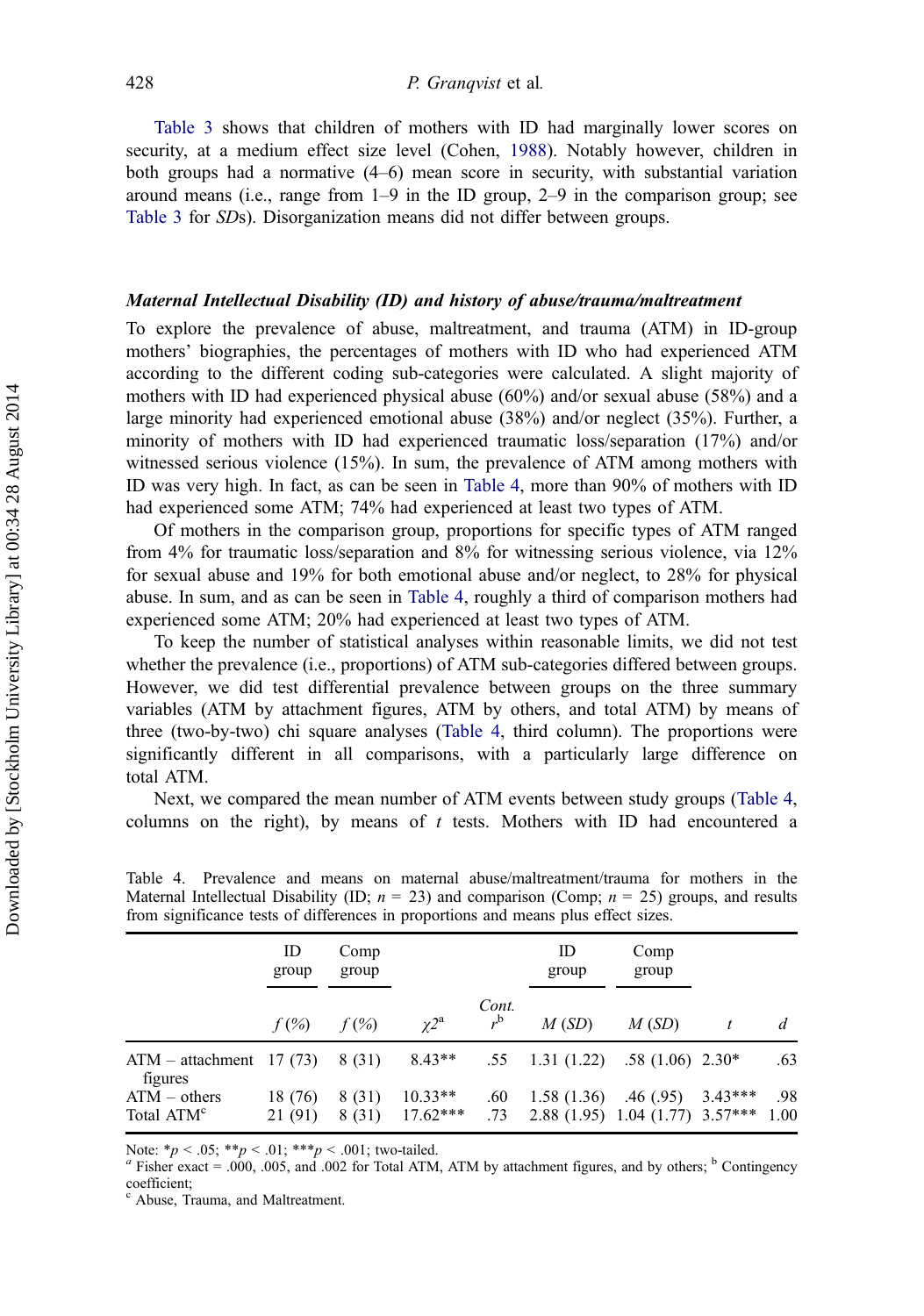Table 3 shows that children of mothers with ID had marginally lower scores on security, at a medium effect size level (Cohen, 1988). Notably however, children in both groups had a normative (4–6) mean score in security, with substantial variation around means (i.e., range from 1–9 in the ID group, 2–9 in the comparison group; see Table 3 for *SD*s). Disorganization means did not differ between groups.

### *Maternal Intellectual Disability (ID) and history of abuse/trauma/maltreatment*

To explore the prevalence of abuse, maltreatment, and trauma (ATM) in ID-group mothers' biographies, the percentages of mothers with ID who had experienced ATM according to the different coding sub-categories were calculated. A slight majority of mothers with ID had experienced physical abuse (60%) and/or sexual abuse (58%) and a large minority had experienced emotional abuse (38%) and/or neglect (35%). Further, a minority of mothers with ID had experienced traumatic loss/separation (17%) and/or witnessed serious violence (15%). In sum, the prevalence of ATM among mothers with ID was very high. In fact, as can be seen in Table 4, more than 90% of mothers with ID had experienced some ATM; 74% had experienced at least two types of ATM.

Of mothers in the comparison group, proportions for specific types of ATM ranged from 4% for traumatic loss/separation and 8% for witnessing serious violence, via 12% for sexual abuse and 19% for both emotional abuse and/or neglect, to 28% for physical abuse. In sum, and as can be seen in Table 4, roughly a third of comparison mothers had experienced some ATM; 20% had experienced at least two types of ATM.

To keep the number of statistical analyses within reasonable limits, we did not test whether the prevalence (i.e., proportions) of ATM sub-categories differed between groups. However, we did test differential prevalence between groups on the three summary variables (ATM by attachment figures, ATM by others, and total ATM) by means of three (two-by-two) chi square analyses (Table 4, third column). The proportions were significantly different in all comparisons, with a particularly large difference on total ATM.

Next, we compared the mean number of ATM events between study groups (Table 4, columns on the right), by means of *t* tests. Mothers with ID had encountered a

Table 4. Prevalence and means on maternal abuse/maltreatment/trauma for mothers in the Maternal Intellectual Disability (ID; $n$ = 23) and comparison (Comp; $n$ = 25) groups, and results from significance tests of differences in proportions and means plus effect sizes.

| | ID group | Comp group | | | ID group | Comp group | | |
|---|---|---|---|---|---|---|---|---|
| | *f* (%) | *f* (%) | $\chi 2$[a] | *Cont.* $r$[b] | *M* (*SD*) | *M* (*SD*) | *t* | *d* |
| ATM – attachment figures | 17 (73) | 8 (31) | 8.43** | .55 | 1.31 (1.22) | .58 (1.06) | 2.30* | .63 |
| ATM – others | 18 (76) | 8 (31) | 10.33** | .60 | 1.58 (1.36) | .46 (.95) | 3.43*** | .98 |
| Total ATM[c] | 21 (91) | 8 (31) | 17.62*** | .73 | 2.88 (1.95) | 1.04 (1.77) | 3.57*** | 1.00 |

Note: *$p$ < .05; **$p$ < .01; ***$p$ < .001; two-tailed.
[a] Fisher exact = .000, .005, and .002 for Total ATM, ATM by attachment figures, and by others; [b] Contingency coefficient;
[c] Abuse, Trauma, and Maltreatment.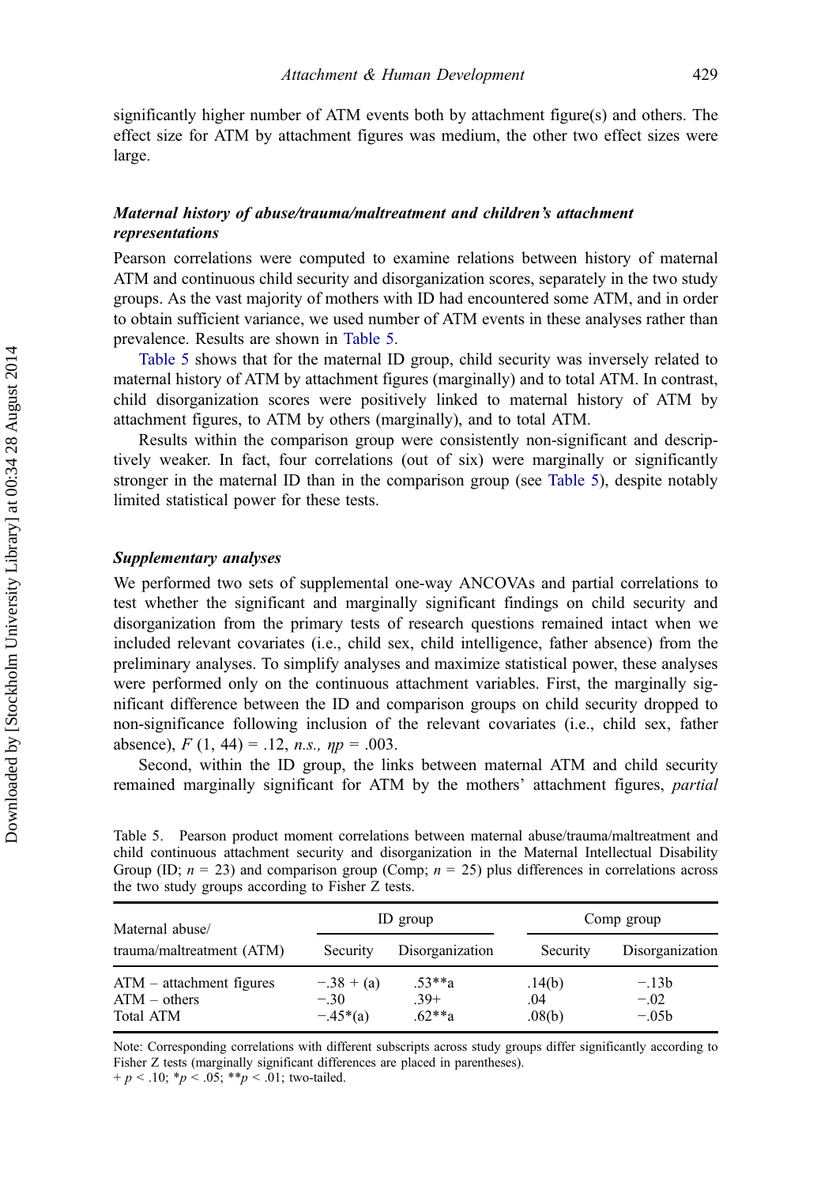significantly higher number of ATM events both by attachment figure(s) and others. The effect size for ATM by attachment figures was medium, the other two effect sizes were large.

### *Maternal history of abuse/trauma/maltreatment and children's attachment representations*

Pearson correlations were computed to examine relations between history of maternal ATM and continuous child security and disorganization scores, separately in the two study groups. As the vast majority of mothers with ID had encountered some ATM, and in order to obtain sufficient variance, we used number of ATM events in these analyses rather than prevalence. Results are shown in Table 5.

Table 5 shows that for the maternal ID group, child security was inversely related to maternal history of ATM by attachment figures (marginally) and to total ATM. In contrast, child disorganization scores were positively linked to maternal history of ATM by attachment figures, to ATM by others (marginally), and to total ATM.

Results within the comparison group were consistently non-significant and descriptively weaker. In fact, four correlations (out of six) were marginally or significantly stronger in the maternal ID than in the comparison group (see Table 5), despite notably limited statistical power for these tests.

### *Supplementary analyses*

We performed two sets of supplemental one-way ANCOVAs and partial correlations to test whether the significant and marginally significant findings on child security and disorganization from the primary tests of research questions remained intact when we included relevant covariates (i.e., child sex, child intelligence, father absence) from the preliminary analyses. To simplify analyses and maximize statistical power, these analyses were performed only on the continuous attachment variables. First, the marginally significant difference between the ID and comparison groups on child security dropped to non-significance following inclusion of the relevant covariates (i.e., child sex, father absence), $F$ (1, 44) = .12, *n.s.*, $\eta p$ = .003.

Second, within the ID group, the links between maternal ATM and child security remained marginally significant for ATM by the mothers' attachment figures, *partial*

Table 5. Pearson product moment correlations between maternal abuse/trauma/maltreatment and child continuous attachment security and disorganization in the Maternal Intellectual Disability Group (ID; $n$ = 23) and comparison group (Comp; $n$ = 25) plus differences in correlations across the two study groups according to Fisher Z tests.

| Maternal abuse/ trauma/maltreatment (ATM) | ID group | | Comp group | |
|---|---|---|---|---|
| | Security | Disorganization | Security | Disorganization |
| ATM – attachment figures | −.38 + (a) | .53**a | .14(b) | −.13b |
| ATM – others | −.30 | .39+ | .04 | −.02 |
| Total ATM | −.45*(a) | .62**a | .08(b) | −.05b |

Note: Corresponding correlations with different subscripts across study groups differ significantly according to Fisher Z tests (marginally significant differences are placed in parentheses).
+ $p$ < .10; \*$p$ < .05; \*\*$p$ < .01; two-tailed.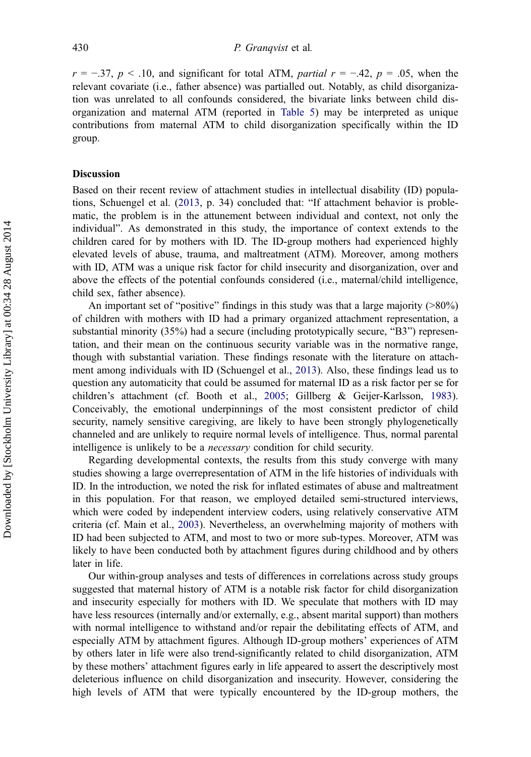$r = -.37$, $p < .10$, and significant for total ATM, *partial* $r = -.42$, $p = .05$, when the relevant covariate (i.e., father absence) was partialled out. Notably, as child disorganization was unrelated to all confounds considered, the bivariate links between child disorganization and maternal ATM (reported in Table 5) may be interpreted as unique contributions from maternal ATM to child disorganization specifically within the ID group.

### Discussion

Based on their recent review of attachment studies in intellectual disability (ID) populations, Schuengel et al. (2013, p. 34) concluded that: "If attachment behavior is problematic, the problem is in the attunement between individual and context, not only the individual". As demonstrated in this study, the importance of context extends to the children cared for by mothers with ID. The ID-group mothers had experienced highly elevated levels of abuse, trauma, and maltreatment (ATM). Moreover, among mothers with ID, ATM was a unique risk factor for child insecurity and disorganization, over and above the effects of the potential confounds considered (i.e., maternal/child intelligence, child sex, father absence).

An important set of "positive" findings in this study was that a large majority (>80%) of children with mothers with ID had a primary organized attachment representation, a substantial minority (35%) had a secure (including prototypically secure, "B3") representation, and their mean on the continuous security variable was in the normative range, though with substantial variation. These findings resonate with the literature on attachment among individuals with ID (Schuengel et al., 2013). Also, these findings lead us to question any automaticity that could be assumed for maternal ID as a risk factor per se for children's attachment (cf. Booth et al., 2005; Gillberg & Geijer-Karlsson, 1983). Conceivably, the emotional underpinnings of the most consistent predictor of child security, namely sensitive caregiving, are likely to have been strongly phylogenetically channeled and are unlikely to require normal levels of intelligence. Thus, normal parental intelligence is unlikely to be a *necessary* condition for child security.

Regarding developmental contexts, the results from this study converge with many studies showing a large overrepresentation of ATM in the life histories of individuals with ID. In the introduction, we noted the risk for inflated estimates of abuse and maltreatment in this population. For that reason, we employed detailed semi-structured interviews, which were coded by independent interview coders, using relatively conservative ATM criteria (cf. Main et al., 2003). Nevertheless, an overwhelming majority of mothers with ID had been subjected to ATM, and most to two or more sub-types. Moreover, ATM was likely to have been conducted both by attachment figures during childhood and by others later in life.

Our within-group analyses and tests of differences in correlations across study groups suggested that maternal history of ATM is a notable risk factor for child disorganization and insecurity especially for mothers with ID. We speculate that mothers with ID may have less resources (internally and/or externally, e.g., absent marital support) than mothers with normal intelligence to withstand and/or repair the debilitating effects of ATM, and especially ATM by attachment figures. Although ID-group mothers' experiences of ATM by others later in life were also trend-significantly related to child disorganization, ATM by these mothers' attachment figures early in life appeared to assert the descriptively most deleterious influence on child disorganization and insecurity. However, considering the high levels of ATM that were typically encountered by the ID-group mothers, the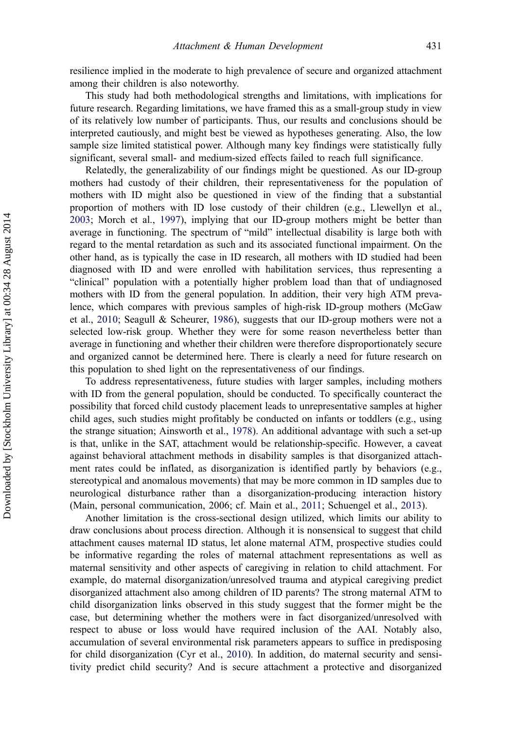resilience implied in the moderate to high prevalence of secure and organized attachment among their children is also noteworthy.

This study had both methodological strengths and limitations, with implications for future research. Regarding limitations, we have framed this as a small-group study in view of its relatively low number of participants. Thus, our results and conclusions should be interpreted cautiously, and might best be viewed as hypotheses generating. Also, the low sample size limited statistical power. Although many key findings were statistically fully significant, several small- and medium-sized effects failed to reach full significance.

Relatedly, the generalizability of our findings might be questioned. As our ID-group mothers had custody of their children, their representativeness for the population of mothers with ID might also be questioned in view of the finding that a substantial proportion of mothers with ID lose custody of their children (e.g., Llewellyn et al., 2003; Morch et al., 1997), implying that our ID-group mothers might be better than average in functioning. The spectrum of "mild" intellectual disability is large both with regard to the mental retardation as such and its associated functional impairment. On the other hand, as is typically the case in ID research, all mothers with ID studied had been diagnosed with ID and were enrolled with habilitation services, thus representing a "clinical" population with a potentially higher problem load than that of undiagnosed mothers with ID from the general population. In addition, their very high ATM prevalence, which compares with previous samples of high-risk ID-group mothers (McGaw et al., 2010; Seagull & Scheurer, 1986), suggests that our ID-group mothers were not a selected low-risk group. Whether they were for some reason nevertheless better than average in functioning and whether their children were therefore disproportionately secure and organized cannot be determined here. There is clearly a need for future research on this population to shed light on the representativeness of our findings.

To address representativeness, future studies with larger samples, including mothers with ID from the general population, should be conducted. To specifically counteract the possibility that forced child custody placement leads to unrepresentative samples at higher child ages, such studies might profitably be conducted on infants or toddlers (e.g., using the strange situation; Ainsworth et al., 1978). An additional advantage with such a set-up is that, unlike in the SAT, attachment would be relationship-specific. However, a caveat against behavioral attachment methods in disability samples is that disorganized attachment rates could be inflated, as disorganization is identified partly by behaviors (e.g., stereotypical and anomalous movements) that may be more common in ID samples due to neurological disturbance rather than a disorganization-producing interaction history (Main, personal communication, 2006; cf. Main et al., 2011; Schuengel et al., 2013).

Another limitation is the cross-sectional design utilized, which limits our ability to draw conclusions about process direction. Although it is nonsensical to suggest that child attachment causes maternal ID status, let alone maternal ATM, prospective studies could be informative regarding the roles of maternal attachment representations as well as maternal sensitivity and other aspects of caregiving in relation to child attachment. For example, do maternal disorganization/unresolved trauma and atypical caregiving predict disorganized attachment also among children of ID parents? The strong maternal ATM to child disorganization links observed in this study suggest that the former might be the case, but determining whether the mothers were in fact disorganized/unresolved with respect to abuse or loss would have required inclusion of the AAI. Notably also, accumulation of several environmental risk parameters appears to suffice in predisposing for child disorganization (Cyr et al., 2010). In addition, do maternal security and sensitivity predict child security? And is secure attachment a protective and disorganized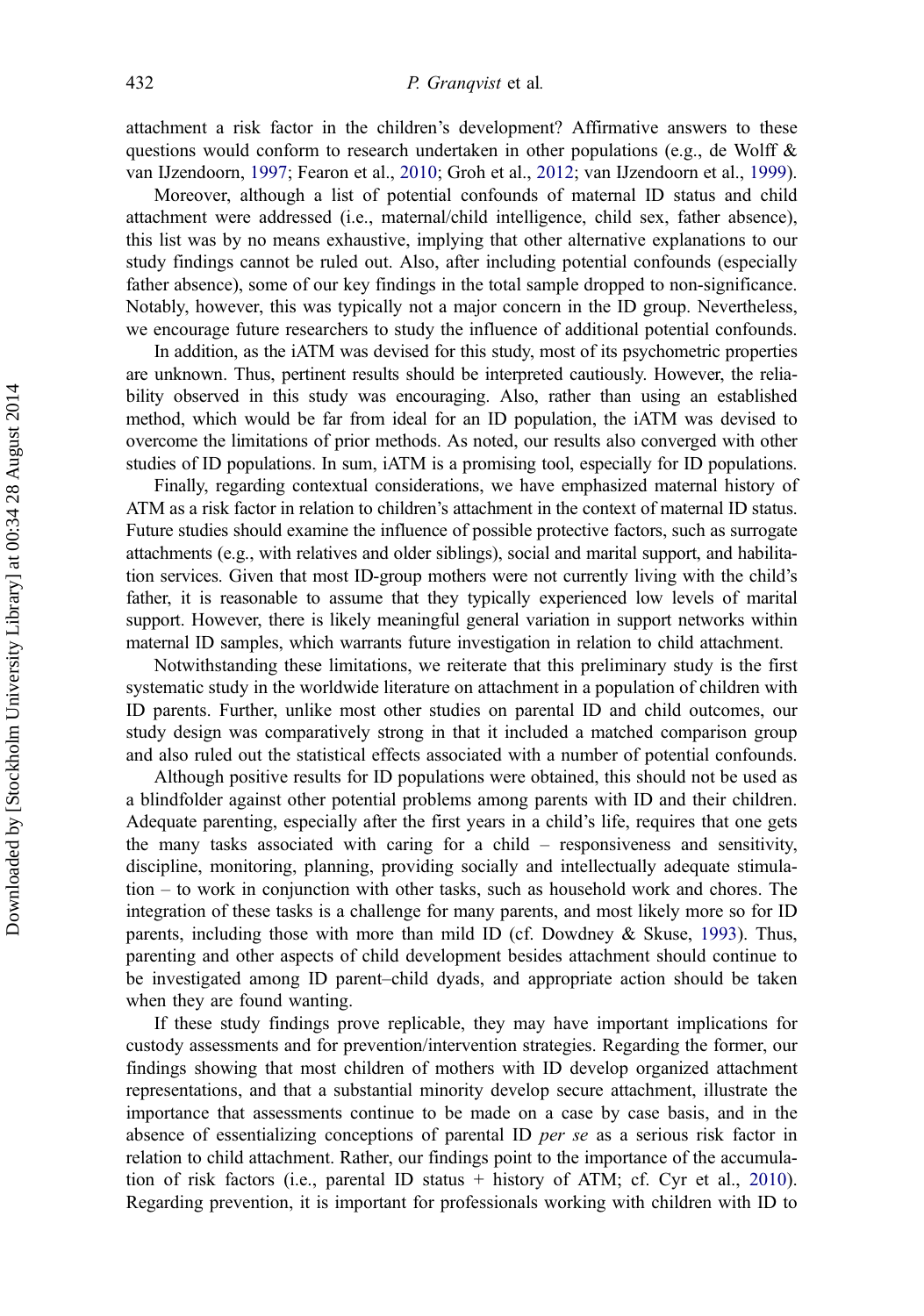attachment a risk factor in the children's development? Affirmative answers to these questions would conform to research undertaken in other populations (e.g., de Wolff & van IJzendoorn, 1997; Fearon et al., 2010; Groh et al., 2012; van IJzendoorn et al., 1999).

Moreover, although a list of potential confounds of maternal ID status and child attachment were addressed (i.e., maternal/child intelligence, child sex, father absence), this list was by no means exhaustive, implying that other alternative explanations to our study findings cannot be ruled out. Also, after including potential confounds (especially father absence), some of our key findings in the total sample dropped to non-significance. Notably, however, this was typically not a major concern in the ID group. Nevertheless, we encourage future researchers to study the influence of additional potential confounds.

In addition, as the iATM was devised for this study, most of its psychometric properties are unknown. Thus, pertinent results should be interpreted cautiously. However, the reliability observed in this study was encouraging. Also, rather than using an established method, which would be far from ideal for an ID population, the iATM was devised to overcome the limitations of prior methods. As noted, our results also converged with other studies of ID populations. In sum, iATM is a promising tool, especially for ID populations.

Finally, regarding contextual considerations, we have emphasized maternal history of ATM as a risk factor in relation to children's attachment in the context of maternal ID status. Future studies should examine the influence of possible protective factors, such as surrogate attachments (e.g., with relatives and older siblings), social and marital support, and habilitation services. Given that most ID-group mothers were not currently living with the child's father, it is reasonable to assume that they typically experienced low levels of marital support. However, there is likely meaningful general variation in support networks within maternal ID samples, which warrants future investigation in relation to child attachment.

Notwithstanding these limitations, we reiterate that this preliminary study is the first systematic study in the worldwide literature on attachment in a population of children with ID parents. Further, unlike most other studies on parental ID and child outcomes, our study design was comparatively strong in that it included a matched comparison group and also ruled out the statistical effects associated with a number of potential confounds.

Although positive results for ID populations were obtained, this should not be used as a blindfolder against other potential problems among parents with ID and their children. Adequate parenting, especially after the first years in a child's life, requires that one gets the many tasks associated with caring for a child – responsiveness and sensitivity, discipline, monitoring, planning, providing socially and intellectually adequate stimulation – to work in conjunction with other tasks, such as household work and chores. The integration of these tasks is a challenge for many parents, and most likely more so for ID parents, including those with more than mild ID (cf. Dowdney & Skuse, 1993). Thus, parenting and other aspects of child development besides attachment should continue to be investigated among ID parent–child dyads, and appropriate action should be taken when they are found wanting.

If these study findings prove replicable, they may have important implications for custody assessments and for prevention/intervention strategies. Regarding the former, our findings showing that most children of mothers with ID develop organized attachment representations, and that a substantial minority develop secure attachment, illustrate the importance that assessments continue to be made on a case by case basis, and in the absence of essentializing conceptions of parental ID *per se* as a serious risk factor in relation to child attachment. Rather, our findings point to the importance of the accumulation of risk factors (i.e., parental ID status + history of ATM; cf. Cyr et al., 2010). Regarding prevention, it is important for professionals working with children with ID to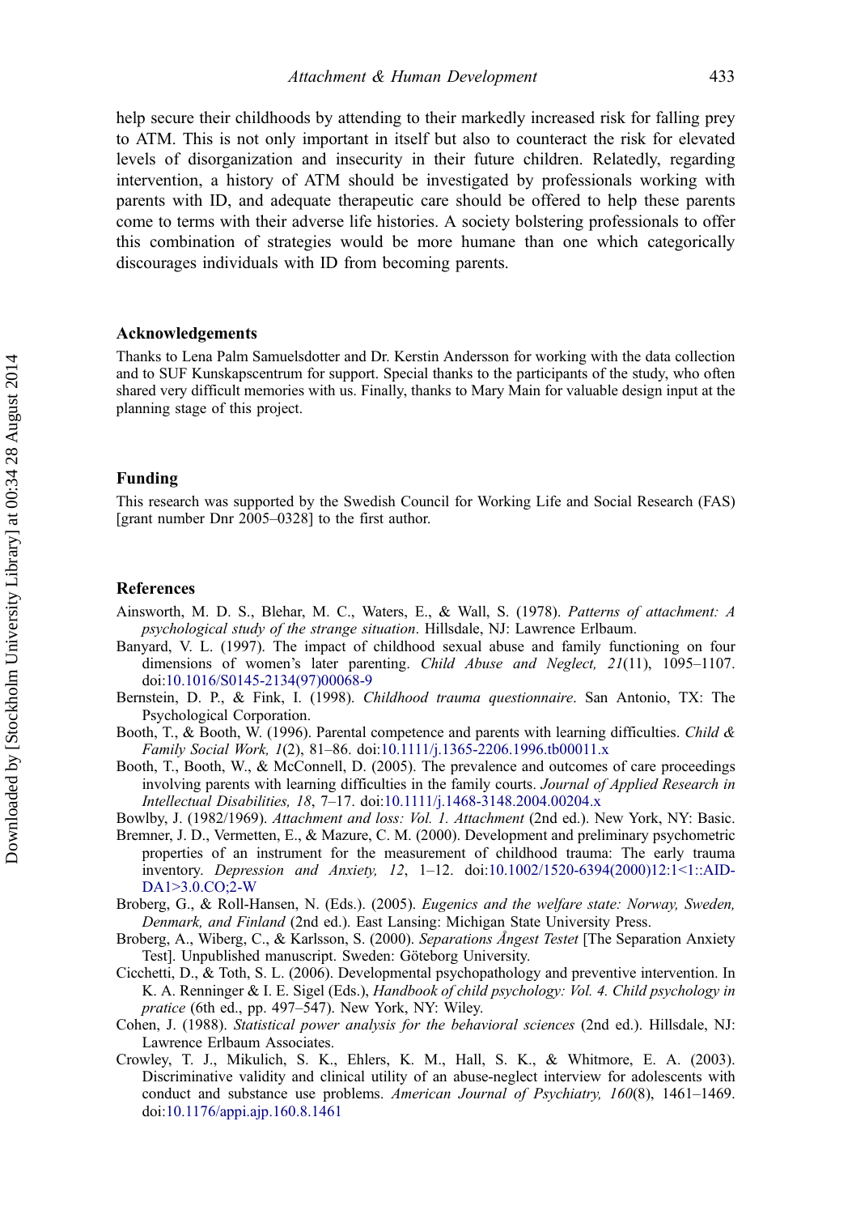help secure their childhoods by attending to their markedly increased risk for falling prey to ATM. This is not only important in itself but also to counteract the risk for elevated levels of disorganization and insecurity in their future children. Relatedly, regarding intervention, a history of ATM should be investigated by professionals working with parents with ID, and adequate therapeutic care should be offered to help these parents come to terms with their adverse life histories. A society bolstering professionals to offer this combination of strategies would be more humane than one which categorically discourages individuals with ID from becoming parents.

## Acknowledgements

Thanks to Lena Palm Samuelsdotter and Dr. Kerstin Andersson for working with the data collection and to SUF Kunskapscentrum for support. Special thanks to the participants of the study, who often shared very difficult memories with us. Finally, thanks to Mary Main for valuable design input at the planning stage of this project.

## Funding

This research was supported by the Swedish Council for Working Life and Social Research (FAS) [grant number Dnr 2005–0328] to the first author.

## References

Ainsworth, M. D. S., Blehar, M. C., Waters, E., & Wall, S. (1978). *Patterns of attachment: A psychological study of the strange situation*. Hillsdale, NJ: Lawrence Erlbaum.

Banyard, V. L. (1997). The impact of childhood sexual abuse and family functioning on four dimensions of women's later parenting. *Child Abuse and Neglect, 21*(11), 1095–1107. doi:10.1016/S0145-2134(97)00068-9

Bernstein, D. P., & Fink, I. (1998). *Childhood trauma questionnaire*. San Antonio, TX: The Psychological Corporation.

Booth, T., & Booth, W. (1996). Parental competence and parents with learning difficulties. *Child & Family Social Work, 1*(2), 81–86. doi:10.1111/j.1365-2206.1996.tb00011.x

Booth, T., Booth, W., & McConnell, D. (2005). The prevalence and outcomes of care proceedings involving parents with learning difficulties in the family courts. *Journal of Applied Research in Intellectual Disabilities, 18*, 7–17. doi:10.1111/j.1468-3148.2004.00204.x

Bowlby, J. (1982/1969). *Attachment and loss: Vol. 1. Attachment* (2nd ed.). New York, NY: Basic.

Bremner, J. D., Vermetten, E., & Mazure, C. M. (2000). Development and preliminary psychometric properties of an instrument for the measurement of childhood trauma: The early trauma inventory. *Depression and Anxiety, 12*, 1–12. doi:10.1002/1520-6394(2000)12:1<1::AID-DA1>3.0.CO;2-W

Broberg, G., & Roll-Hansen, N. (Eds.). (2005). *Eugenics and the welfare state: Norway, Sweden, Denmark, and Finland* (2nd ed.). East Lansing: Michigan State University Press.

Broberg, A., Wiberg, C., & Karlsson, S. (2000). *Separations Ångest Testet* [The Separation Anxiety Test]. Unpublished manuscript. Sweden: Göteborg University.

Cicchetti, D., & Toth, S. L. (2006). Developmental psychopathology and preventive intervention. In K. A. Renninger & I. E. Sigel (Eds.), *Handbook of child psychology: Vol. 4. Child psychology in pratice* (6th ed., pp. 497–547). New York, NY: Wiley.

Cohen, J. (1988). *Statistical power analysis for the behavioral sciences* (2nd ed.). Hillsdale, NJ: Lawrence Erlbaum Associates.

Crowley, T. J., Mikulich, S. K., Ehlers, K. M., Hall, S. K., & Whitmore, E. A. (2003). Discriminative validity and clinical utility of an abuse-neglect interview for adolescents with conduct and substance use problems. *American Journal of Psychiatry, 160*(8), 1461–1469. doi:10.1176/appi.ajp.160.8.1461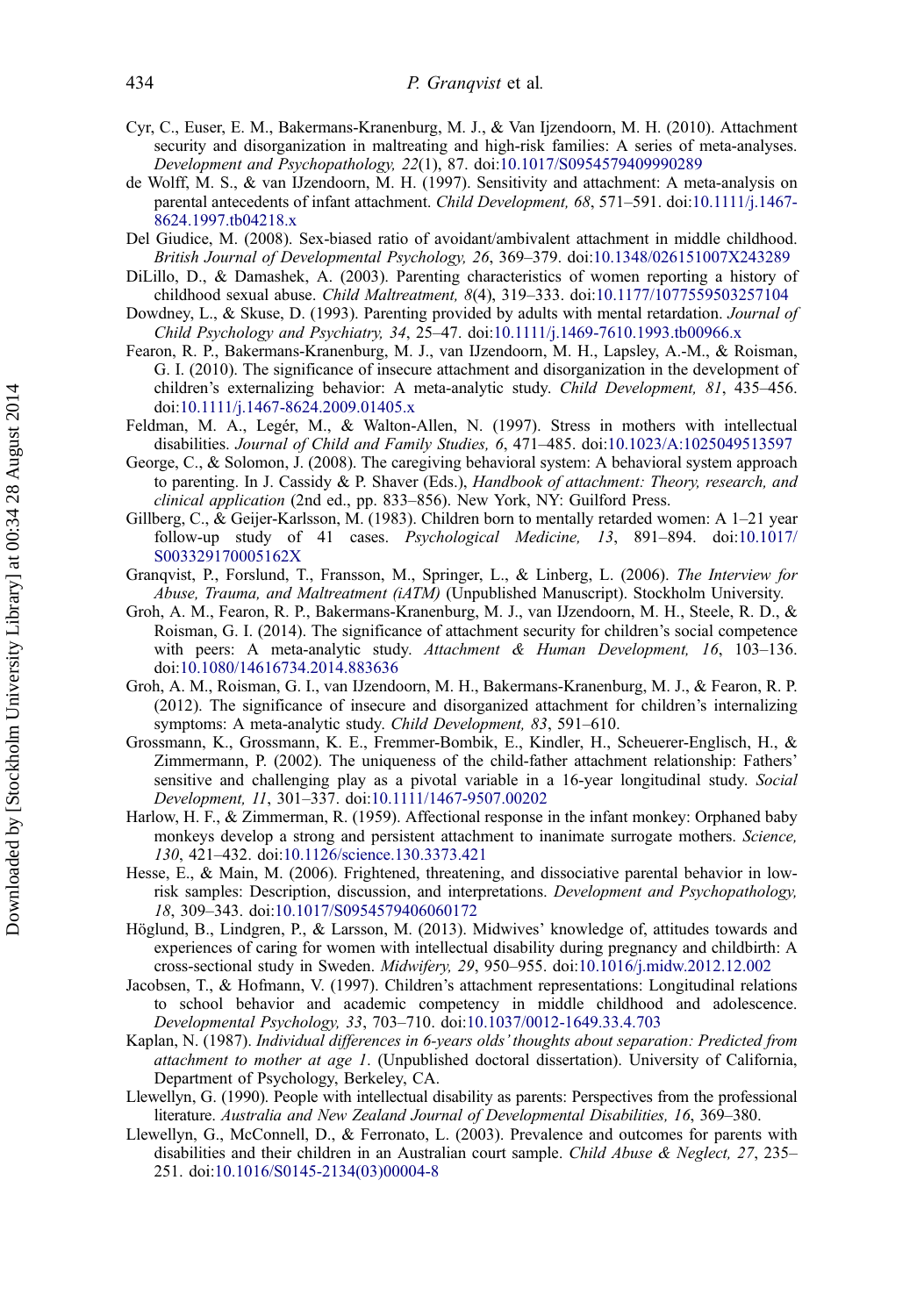Cyr, C., Euser, E. M., Bakermans-Kranenburg, M. J., & Van Ijzendoorn, M. H. (2010). Attachment security and disorganization in maltreating and high-risk families: A series of meta-analyses. *Development and Psychopathology, 22*(1), 87. doi:10.1017/S0954579409990289

de Wolff, M. S., & van IJzendoorn, M. H. (1997). Sensitivity and attachment: A meta-analysis on parental antecedents of infant attachment. *Child Development, 68*, 571–591. doi:10.1111/j.1467-8624.1997.tb04218.x

Del Giudice, M. (2008). Sex-biased ratio of avoidant/ambivalent attachment in middle childhood. *British Journal of Developmental Psychology, 26*, 369–379. doi:10.1348/026151007X243289

DiLillo, D., & Damashek, A. (2003). Parenting characteristics of women reporting a history of childhood sexual abuse. *Child Maltreatment, 8*(4), 319–333. doi:10.1177/1077559503257104

Dowdney, L., & Skuse, D. (1993). Parenting provided by adults with mental retardation. *Journal of Child Psychology and Psychiatry, 34*, 25–47. doi:10.1111/j.1469-7610.1993.tb00966.x

Fearon, R. P., Bakermans-Kranenburg, M. J., van IJzendoorn, M. H., Lapsley, A.-M., & Roisman, G. I. (2010). The significance of insecure attachment and disorganization in the development of children's externalizing behavior: A meta-analytic study. *Child Development, 81*, 435–456. doi:10.1111/j.1467-8624.2009.01405.x

Feldman, M. A., Legér, M., & Walton-Allen, N. (1997). Stress in mothers with intellectual disabilities. *Journal of Child and Family Studies, 6*, 471–485. doi:10.1023/A:1025049513597

George, C., & Solomon, J. (2008). The caregiving behavioral system: A behavioral system approach to parenting. In J. Cassidy & P. Shaver (Eds.), *Handbook of attachment: Theory, research, and clinical application* (2nd ed., pp. 833–856). New York, NY: Guilford Press.

Gillberg, C., & Geijer-Karlsson, M. (1983). Children born to mentally retarded women: A 1–21 year follow-up study of 41 cases. *Psychological Medicine, 13*, 891–894. doi:10.1017/S003329170005162X

Granqvist, P., Forslund, T., Fransson, M., Springer, L., & Linberg, L. (2006). *The Interview for Abuse, Trauma, and Maltreatment (iATM)* (Unpublished Manuscript). Stockholm University.

Groh, A. M., Fearon, R. P., Bakermans-Kranenburg, M. J., van IJzendoorn, M. H., Steele, R. D., & Roisman, G. I. (2014). The significance of attachment security for children's social competence with peers: A meta-analytic study. *Attachment & Human Development, 16*, 103–136. doi:10.1080/14616734.2014.883636

Groh, A. M., Roisman, G. I., van IJzendoorn, M. H., Bakermans-Kranenburg, M. J., & Fearon, R. P. (2012). The significance of insecure and disorganized attachment for children's internalizing symptoms: A meta-analytic study. *Child Development, 83*, 591–610.

Grossmann, K., Grossmann, K. E., Fremmer-Bombik, E., Kindler, H., Scheuerer-Englisch, H., & Zimmermann, P. (2002). The uniqueness of the child-father attachment relationship: Fathers' sensitive and challenging play as a pivotal variable in a 16-year longitudinal study. *Social Development, 11*, 301–337. doi:10.1111/1467-9507.00202

Harlow, H. F., & Zimmerman, R. (1959). Affectional response in the infant monkey: Orphaned baby monkeys develop a strong and persistent attachment to inanimate surrogate mothers. *Science, 130*, 421–432. doi:10.1126/science.130.3373.421

Hesse, E., & Main, M. (2006). Frightened, threatening, and dissociative parental behavior in low-risk samples: Description, discussion, and interpretations. *Development and Psychopathology, 18*, 309–343. doi:10.1017/S0954579406060172

Höglund, B., Lindgren, P., & Larsson, M. (2013). Midwives' knowledge of, attitudes towards and experiences of caring for women with intellectual disability during pregnancy and childbirth: A cross-sectional study in Sweden. *Midwifery, 29*, 950–955. doi:10.1016/j.midw.2012.12.002

Jacobsen, T., & Hofmann, V. (1997). Children's attachment representations: Longitudinal relations to school behavior and academic competency in middle childhood and adolescence. *Developmental Psychology, 33*, 703–710. doi:10.1037/0012-1649.33.4.703

Kaplan, N. (1987). *Individual differences in 6-years olds' thoughts about separation: Predicted from attachment to mother at age 1*. (Unpublished doctoral dissertation). University of California, Department of Psychology, Berkeley, CA.

Llewellyn, G. (1990). People with intellectual disability as parents: Perspectives from the professional literature. *Australia and New Zealand Journal of Developmental Disabilities, 16*, 369–380.

Llewellyn, G., McConnell, D., & Ferronato, L. (2003). Prevalence and outcomes for parents with disabilities and their children in an Australian court sample. *Child Abuse & Neglect, 27*, 235–251. doi:10.1016/S0145-2134(03)00004-8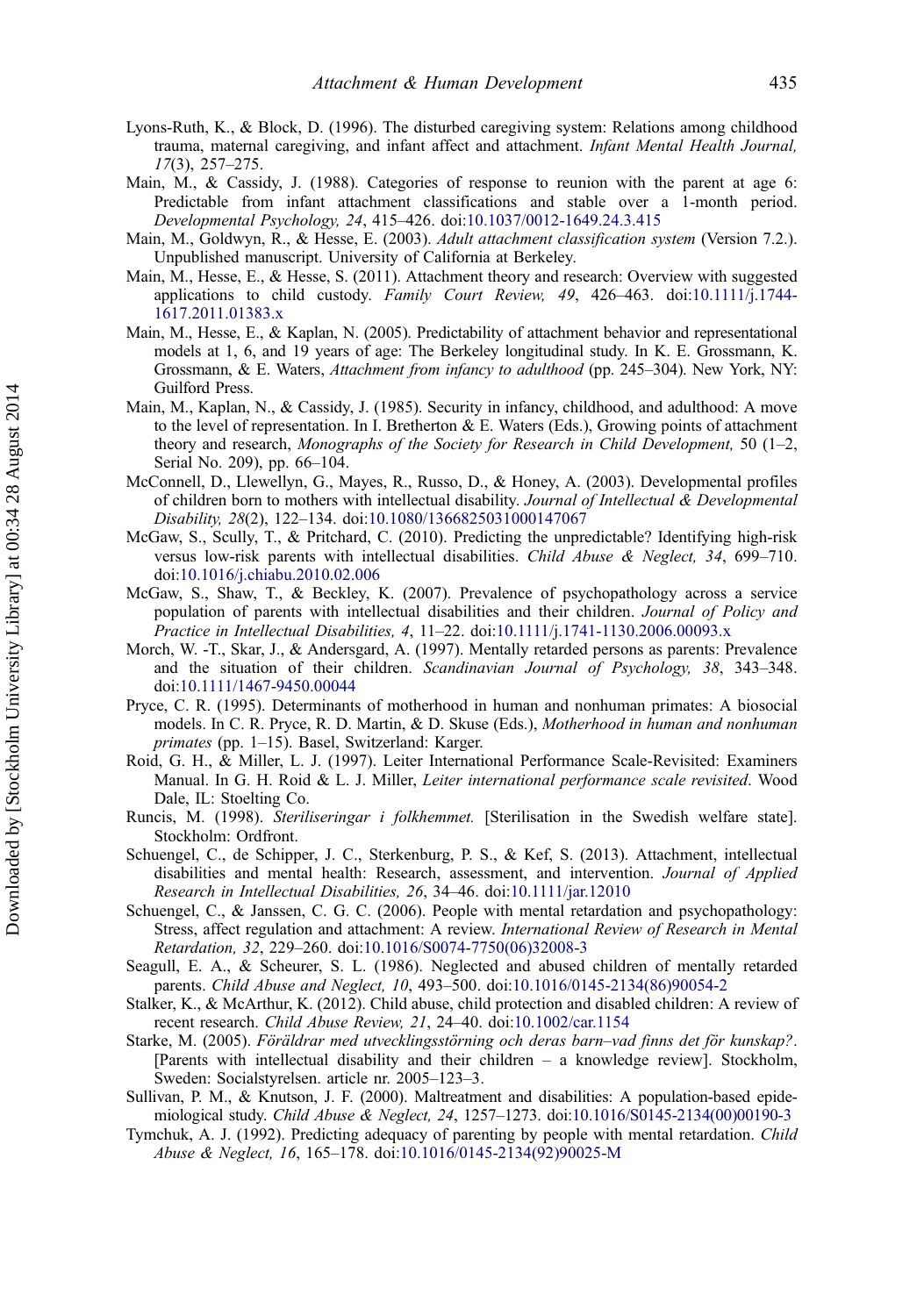Lyons-Ruth, K., & Block, D. (1996). The disturbed caregiving system: Relations among childhood trauma, maternal caregiving, and infant affect and attachment. *Infant Mental Health Journal, 17*(3), 257–275.

Main, M., & Cassidy, J. (1988). Categories of response to reunion with the parent at age 6: Predictable from infant attachment classifications and stable over a 1-month period. *Developmental Psychology, 24*, 415–426. doi:10.1037/0012-1649.24.3.415

Main, M., Goldwyn, R., & Hesse, E. (2003). *Adult attachment classification system* (Version 7.2.). Unpublished manuscript. University of California at Berkeley.

Main, M., Hesse, E., & Hesse, S. (2011). Attachment theory and research: Overview with suggested applications to child custody. *Family Court Review, 49*, 426–463. doi:10.1111/j.1744-1617.2011.01383.x

Main, M., Hesse, E., & Kaplan, N. (2005). Predictability of attachment behavior and representational models at 1, 6, and 19 years of age: The Berkeley longitudinal study. In K. E. Grossmann, K. Grossmann, & E. Waters, *Attachment from infancy to adulthood* (pp. 245–304). New York, NY: Guilford Press.

Main, M., Kaplan, N., & Cassidy, J. (1985). Security in infancy, childhood, and adulthood: A move to the level of representation. In I. Bretherton & E. Waters (Eds.), Growing points of attachment theory and research, *Monographs of the Society for Research in Child Development,* 50 (1–2, Serial No. 209), pp. 66–104.

McConnell, D., Llewellyn, G., Mayes, R., Russo, D., & Honey, A. (2003). Developmental profiles of children born to mothers with intellectual disability. *Journal of Intellectual & Developmental Disability, 28*(2), 122–134. doi:10.1080/1366825031000147067

McGaw, S., Scully, T., & Pritchard, C. (2010). Predicting the unpredictable? Identifying high-risk versus low-risk parents with intellectual disabilities. *Child Abuse & Neglect, 34*, 699–710. doi:10.1016/j.chiabu.2010.02.006

McGaw, S., Shaw, T., & Beckley, K. (2007). Prevalence of psychopathology across a service population of parents with intellectual disabilities and their children. *Journal of Policy and Practice in Intellectual Disabilities, 4*, 11–22. doi:10.1111/j.1741-1130.2006.00093.x

Morch, W. -T., Skar, J., & Andersgard, A. (1997). Mentally retarded persons as parents: Prevalence and the situation of their children. *Scandinavian Journal of Psychology, 38*, 343–348. doi:10.1111/1467-9450.00044

Pryce, C. R. (1995). Determinants of motherhood in human and nonhuman primates: A biosocial models. In C. R. Pryce, R. D. Martin, & D. Skuse (Eds.), *Motherhood in human and nonhuman primates* (pp. 1–15). Basel, Switzerland: Karger.

Roid, G. H., & Miller, L. J. (1997). Leiter International Performance Scale-Revisited: Examiners Manual. In G. H. Roid & L. J. Miller, *Leiter international performance scale revisited*. Wood Dale, IL: Stoelting Co.

Runcis, M. (1998). *Steriliseringar i folkhemmet.* [Sterilisation in the Swedish welfare state]. Stockholm: Ordfront.

Schuengel, C., de Schipper, J. C., Sterkenburg, P. S., & Kef, S. (2013). Attachment, intellectual disabilities and mental health: Research, assessment, and intervention. *Journal of Applied Research in Intellectual Disabilities, 26*, 34–46. doi:10.1111/jar.12010

Schuengel, C., & Janssen, C. G. C. (2006). People with mental retardation and psychopathology: Stress, affect regulation and attachment: A review. *International Review of Research in Mental Retardation, 32*, 229–260. doi:10.1016/S0074-7750(06)32008-3

Seagull, E. A., & Scheurer, S. L. (1986). Neglected and abused children of mentally retarded parents. *Child Abuse and Neglect, 10*, 493–500. doi:10.1016/0145-2134(86)90054-2

Stalker, K., & McArthur, K. (2012). Child abuse, child protection and disabled children: A review of recent research. *Child Abuse Review, 21*, 24–40. doi:10.1002/car.1154

Starke, M. (2005). *Föräldrar med utvecklingsstörning och deras barn–vad finns det för kunskap?*. [Parents with intellectual disability and their children – a knowledge review]. Stockholm, Sweden: Socialstyrelsen. article nr. 2005–123–3.

Sullivan, P. M., & Knutson, J. F. (2000). Maltreatment and disabilities: A population-based epidemiological study. *Child Abuse & Neglect, 24*, 1257–1273. doi:10.1016/S0145-2134(00)00190-3

Tymchuk, A. J. (1992). Predicting adequacy of parenting by people with mental retardation. *Child Abuse & Neglect, 16*, 165–178. doi:10.1016/0145-2134(92)90025-M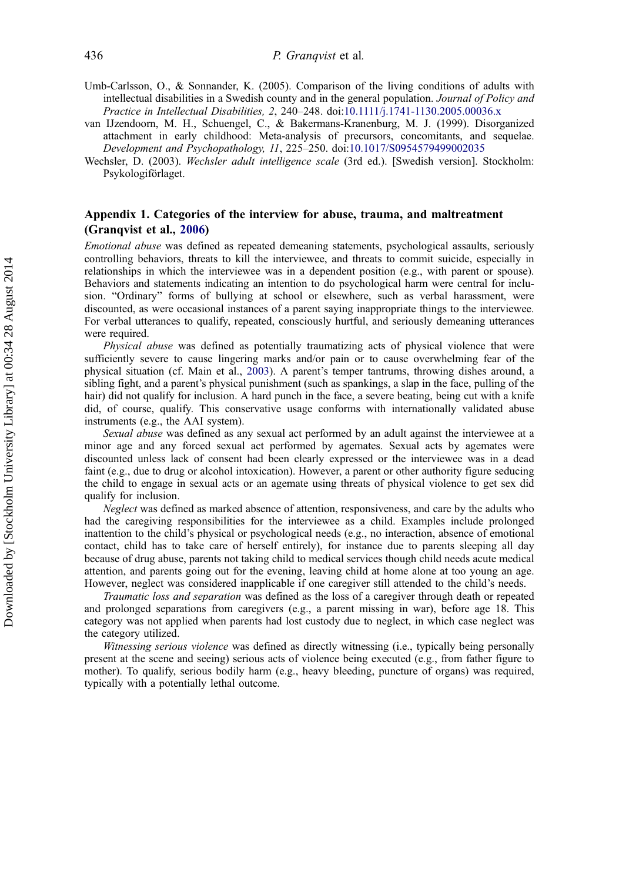Umb-Carlsson, O., & Sonnander, K. (2005). Comparison of the living conditions of adults with intellectual disabilities in a Swedish county and in the general population. *Journal of Policy and Practice in Intellectual Disabilities, 2*, 240–248. doi:10.1111/j.1741-1130.2005.00036.x

van IJzendoorn, M. H., Schuengel, C., & Bakermans-Kranenburg, M. J. (1999). Disorganized attachment in early childhood: Meta-analysis of precursors, concomitants, and sequelae. *Development and Psychopathology, 11*, 225–250. doi:10.1017/S0954579499002035

Wechsler, D. (2003). *Wechsler adult intelligence scale* (3rd ed.). [Swedish version]. Stockholm: Psykologiförlaget.

## Appendix 1. Categories of the interview for abuse, trauma, and maltreatment (Granqvist et al., 2006)

*Emotional abuse* was defined as repeated demeaning statements, psychological assaults, seriously controlling behaviors, threats to kill the interviewee, and threats to commit suicide, especially in relationships in which the interviewee was in a dependent position (e.g., with parent or spouse). Behaviors and statements indicating an intention to do psychological harm were central for inclusion. "Ordinary" forms of bullying at school or elsewhere, such as verbal harassment, were discounted, as were occasional instances of a parent saying inappropriate things to the interviewee. For verbal utterances to qualify, repeated, consciously hurtful, and seriously demeaning utterances were required.

*Physical abuse* was defined as potentially traumatizing acts of physical violence that were sufficiently severe to cause lingering marks and/or pain or to cause overwhelming fear of the physical situation (cf. Main et al., 2003). A parent's temper tantrums, throwing dishes around, a sibling fight, and a parent's physical punishment (such as spankings, a slap in the face, pulling of the hair) did not qualify for inclusion. A hard punch in the face, a severe beating, being cut with a knife did, of course, qualify. This conservative usage conforms with internationally validated abuse instruments (e.g., the AAI system).

*Sexual abuse* was defined as any sexual act performed by an adult against the interviewee at a minor age and any forced sexual act performed by agemates. Sexual acts by agemates were discounted unless lack of consent had been clearly expressed or the interviewee was in a dead faint (e.g., due to drug or alcohol intoxication). However, a parent or other authority figure seducing the child to engage in sexual acts or an agemate using threats of physical violence to get sex did qualify for inclusion.

*Neglect* was defined as marked absence of attention, responsiveness, and care by the adults who had the caregiving responsibilities for the interviewee as a child. Examples include prolonged inattention to the child's physical or psychological needs (e.g., no interaction, absence of emotional contact, child has to take care of herself entirely), for instance due to parents sleeping all day because of drug abuse, parents not taking child to medical services though child needs acute medical attention, and parents going out for the evening, leaving child at home alone at too young an age. However, neglect was considered inapplicable if one caregiver still attended to the child's needs.

*Traumatic loss and separation* was defined as the loss of a caregiver through death or repeated and prolonged separations from caregivers (e.g., a parent missing in war), before age 18. This category was not applied when parents had lost custody due to neglect, in which case neglect was the category utilized.

*Witnessing serious violence* was defined as directly witnessing (i.e., typically being personally present at the scene and seeing) serious acts of violence being executed (e.g., from father figure to mother). To qualify, serious bodily harm (e.g., heavy bleeding, puncture of organs) was required, typically with a potentially lethal outcome.